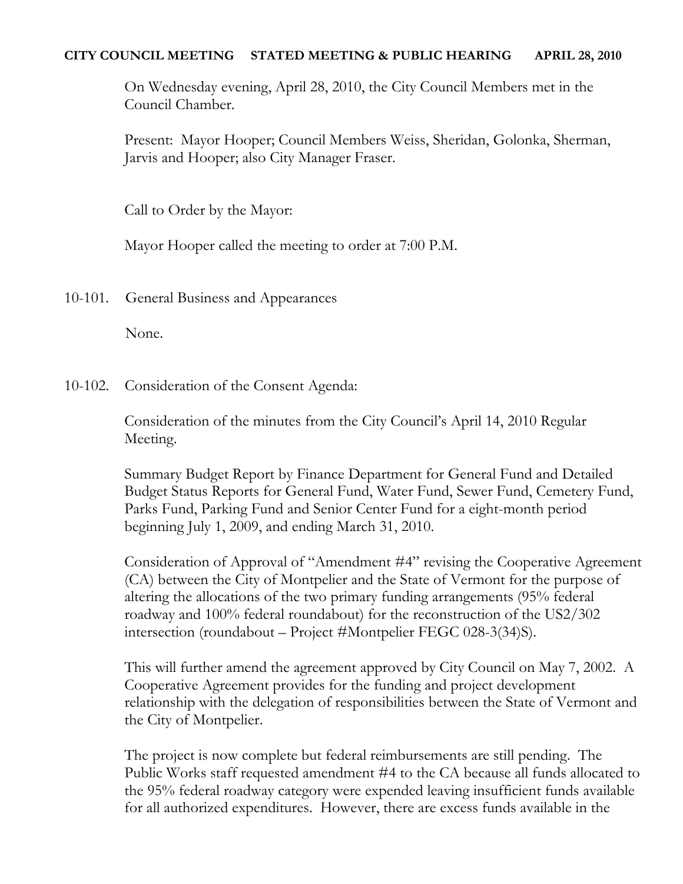**CITY COUNCIL MEETING STATED MEETING & PUBLIC HEARING APRIL 28, 2010**

On Wednesday evening, April 28, 2010, the City Council Members met in the Council Chamber.

Present: Mayor Hooper; Council Members Weiss, Sheridan, Golonka, Sherman, Jarvis and Hooper; also City Manager Fraser.

Call to Order by the Mayor:

Mayor Hooper called the meeting to order at 7:00 P.M.

10-101. General Business and Appearances

None.

10-102. Consideration of the Consent Agenda:

Consideration of the minutes from the City Council's April 14, 2010 Regular Meeting.

Summary Budget Report by Finance Department for General Fund and Detailed Budget Status Reports for General Fund, Water Fund, Sewer Fund, Cemetery Fund, Parks Fund, Parking Fund and Senior Center Fund for a eight-month period beginning July 1, 2009, and ending March 31, 2010.

Consideration of Approval of "Amendment #4" revising the Cooperative Agreement (CA) between the City of Montpelier and the State of Vermont for the purpose of altering the allocations of the two primary funding arrangements (95% federal roadway and 100% federal roundabout) for the reconstruction of the US2/302 intersection (roundabout – Project #Montpelier FEGC 028-3(34)S).

This will further amend the agreement approved by City Council on May 7, 2002. A Cooperative Agreement provides for the funding and project development relationship with the delegation of responsibilities between the State of Vermont and the City of Montpelier.

The project is now complete but federal reimbursements are still pending. The Public Works staff requested amendment #4 to the CA because all funds allocated to the 95% federal roadway category were expended leaving insufficient funds available for all authorized expenditures. However, there are excess funds available in the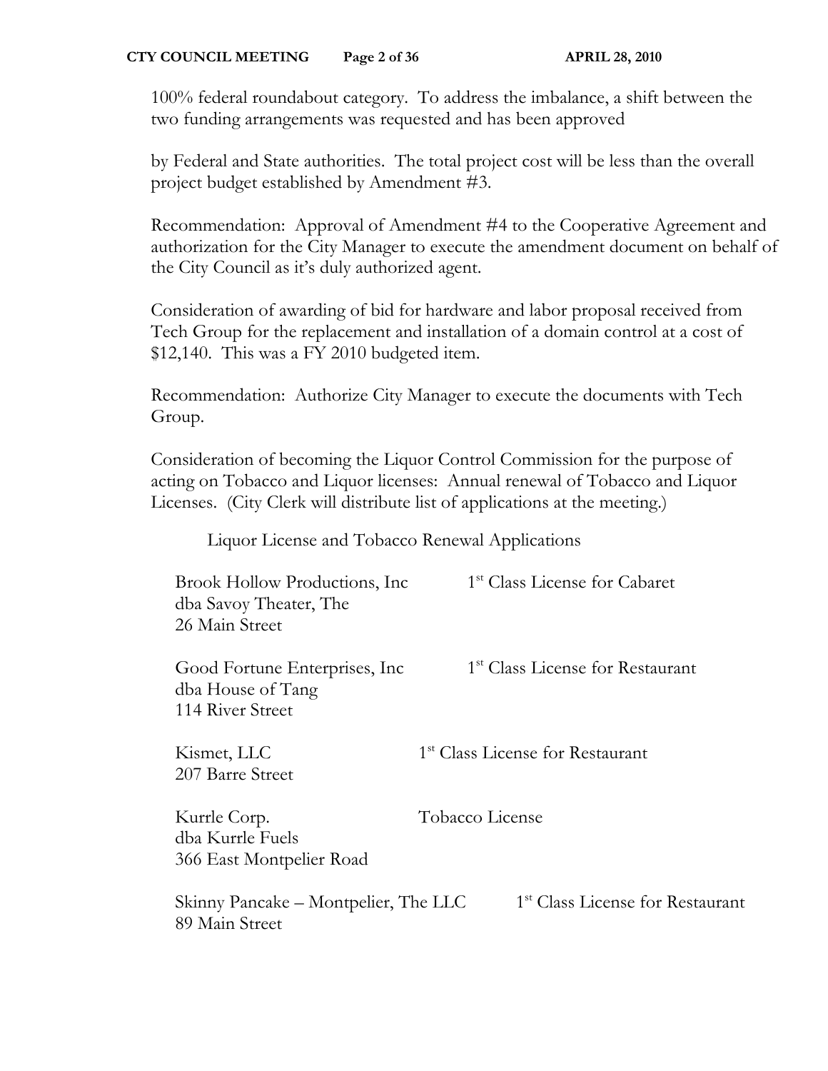100% federal roundabout category. To address the imbalance, a shift between the two funding arrangements was requested and has been approved

by Federal and State authorities. The total project cost will be less than the overall project budget established by Amendment #3.

Recommendation: Approval of Amendment #4 to the Cooperative Agreement and authorization for the City Manager to execute the amendment document on behalf of the City Council as it's duly authorized agent.

Consideration of awarding of bid for hardware and labor proposal received from Tech Group for the replacement and installation of a domain control at a cost of $12,140. This was a FY 2010 budgeted item.

Recommendation: Authorize City Manager to execute the documents with Tech Group.

Consideration of becoming the Liquor Control Commission for the purpose of acting on Tobacco and Liquor licenses: Annual renewal of Tobacco and Liquor Licenses. (City Clerk will distribute list of applications at the meeting.)

Liquor License and Tobacco Renewal Applications

| Applicant | License |
|---|---|
| Brook Hollow Productions, Inc<br>dba Savoy Theater, The<br>26 Main Street | 1st Class License for Cabaret |
| Good Fortune Enterprises, Inc<br>dba House of Tang<br>114 River Street | 1st Class License for Restaurant |
| Kismet, LLC<br>207 Barre Street | 1st Class License for Restaurant |
| Kurrle Corp.<br>dba Kurrle Fuels<br>366 East Montpelier Road | Tobacco License |
| Skinny Pancake – Montpelier, The LLC<br>89 Main Street | 1st Class License for Restaurant |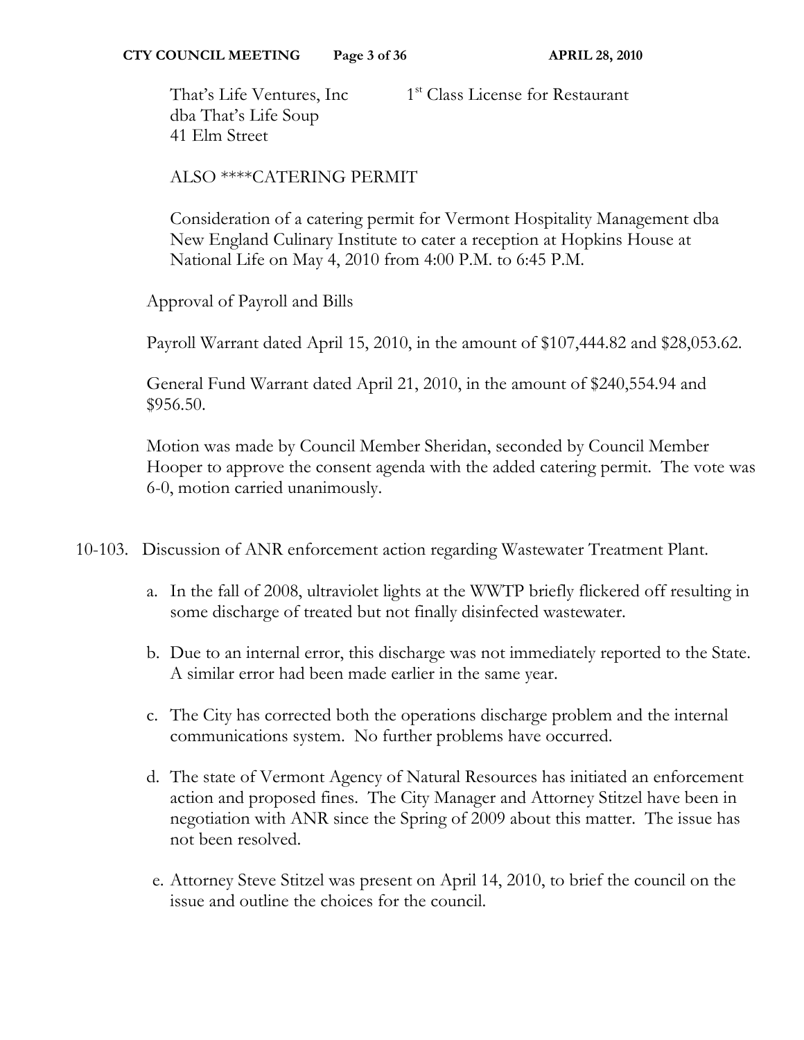That's Life Ventures, Inc　　　　1[st] Class License for Restaurant
dba That's Life Soup
41 Elm Street

ALSO ****CATERING PERMIT

Consideration of a catering permit for Vermont Hospitality Management dba New England Culinary Institute to cater a reception at Hopkins House at National Life on May 4, 2010 from 4:00 P.M. to 6:45 P.M.

Approval of Payroll and Bills

Payroll Warrant dated April 15, 2010, in the amount of $107,444.82 and $28,053.62.

General Fund Warrant dated April 21, 2010, in the amount of $240,554.94 and $956.50.

Motion was made by Council Member Sheridan, seconded by Council Member Hooper to approve the consent agenda with the added catering permit. The vote was 6-0, motion carried unanimously.

10-103. Discussion of ANR enforcement action regarding Wastewater Treatment Plant.

a. In the fall of 2008, ultraviolet lights at the WWTP briefly flickered off resulting in some discharge of treated but not finally disinfected wastewater.

b. Due to an internal error, this discharge was not immediately reported to the State. A similar error had been made earlier in the same year.

c. The City has corrected both the operations discharge problem and the internal communications system. No further problems have occurred.

d. The state of Vermont Agency of Natural Resources has initiated an enforcement action and proposed fines. The City Manager and Attorney Stitzel have been in negotiation with ANR since the Spring of 2009 about this matter. The issue has not been resolved.

e. Attorney Steve Stitzel was present on April 14, 2010, to brief the council on the issue and outline the choices for the council.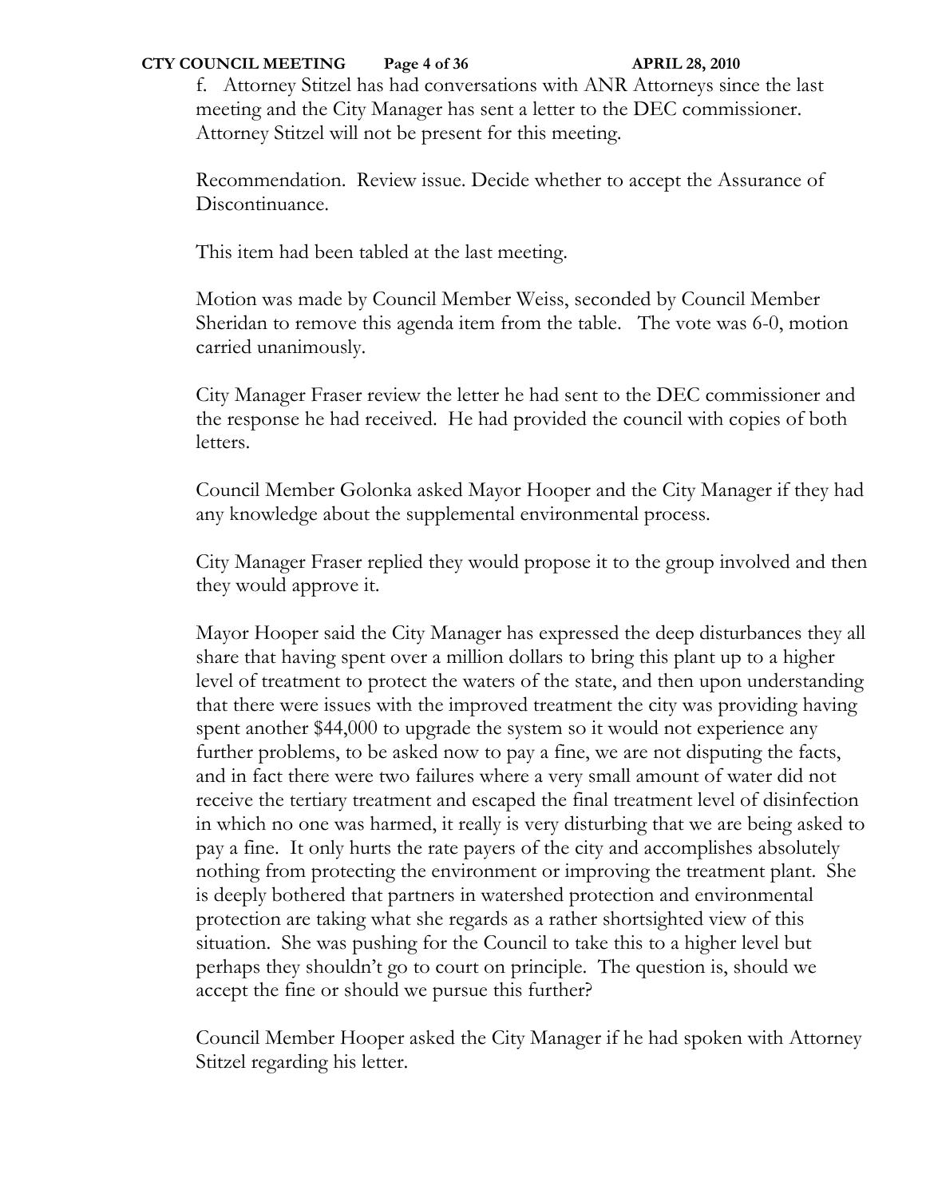f. Attorney Stitzel has had conversations with ANR Attorneys since the last meeting and the City Manager has sent a letter to the DEC commissioner. Attorney Stitzel will not be present for this meeting.

Recommendation. Review issue. Decide whether to accept the Assurance of Discontinuance.

This item had been tabled at the last meeting.

Motion was made by Council Member Weiss, seconded by Council Member Sheridan to remove this agenda item from the table. The vote was 6-0, motion carried unanimously.

City Manager Fraser review the letter he had sent to the DEC commissioner and the response he had received. He had provided the council with copies of both letters.

Council Member Golonka asked Mayor Hooper and the City Manager if they had any knowledge about the supplemental environmental process.

City Manager Fraser replied they would propose it to the group involved and then they would approve it.

Mayor Hooper said the City Manager has expressed the deep disturbances they all share that having spent over a million dollars to bring this plant up to a higher level of treatment to protect the waters of the state, and then upon understanding that there were issues with the improved treatment the city was providing having spent another $44,000 to upgrade the system so it would not experience any further problems, to be asked now to pay a fine, we are not disputing the facts, and in fact there were two failures where a very small amount of water did not receive the tertiary treatment and escaped the final treatment level of disinfection in which no one was harmed, it really is very disturbing that we are being asked to pay a fine. It only hurts the rate payers of the city and accomplishes absolutely nothing from protecting the environment or improving the treatment plant. She is deeply bothered that partners in watershed protection and environmental protection are taking what she regards as a rather shortsighted view of this situation. She was pushing for the Council to take this to a higher level but perhaps they shouldn't go to court on principle. The question is, should we accept the fine or should we pursue this further?

Council Member Hooper asked the City Manager if he had spoken with Attorney Stitzel regarding his letter.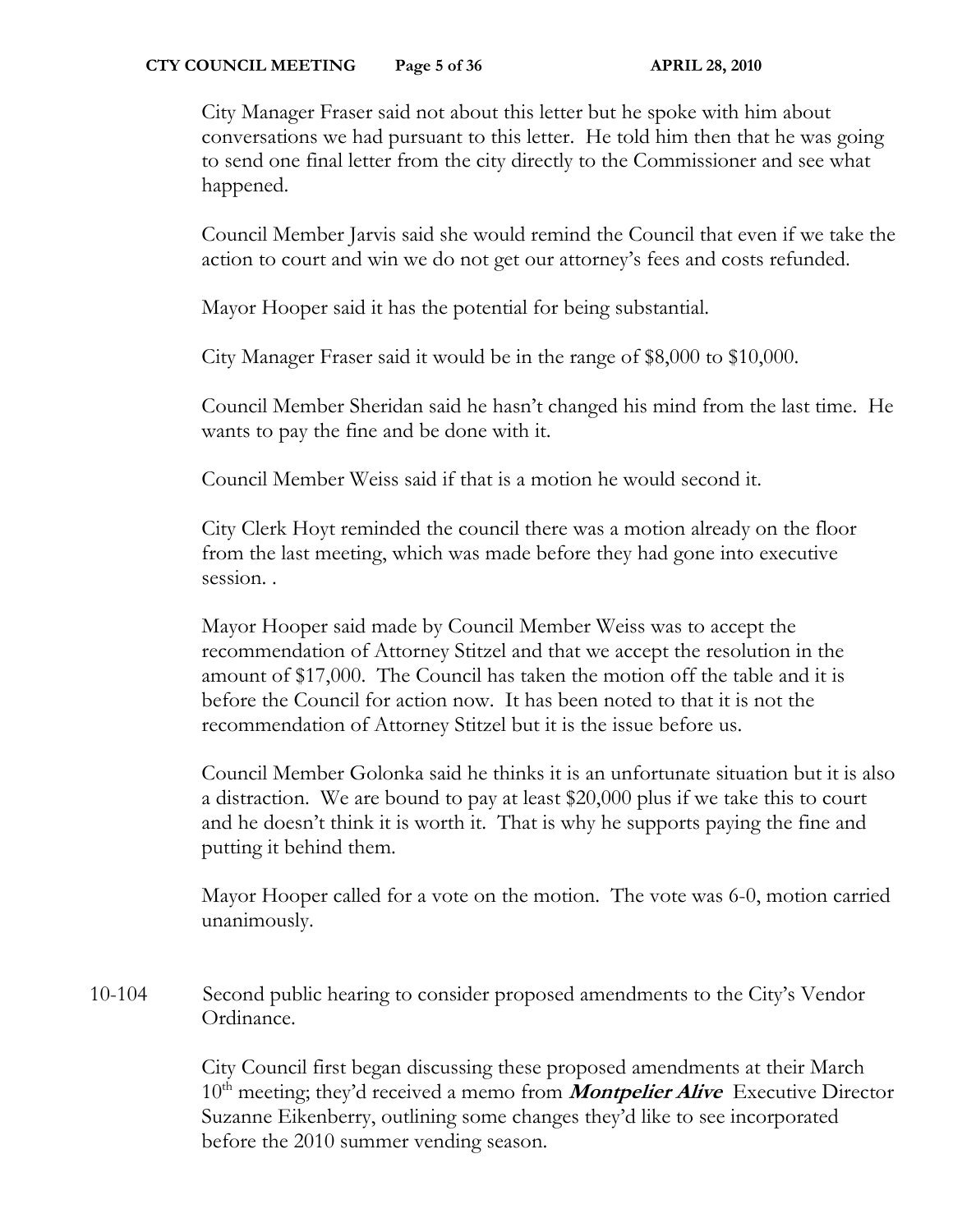City Manager Fraser said not about this letter but he spoke with him about conversations we had pursuant to this letter. He told him then that he was going to send one final letter from the city directly to the Commissioner and see what happened.

Council Member Jarvis said she would remind the Council that even if we take the action to court and win we do not get our attorney's fees and costs refunded.

Mayor Hooper said it has the potential for being substantial.

City Manager Fraser said it would be in the range of $8,000 to $10,000.

Council Member Sheridan said he hasn't changed his mind from the last time. He wants to pay the fine and be done with it.

Council Member Weiss said if that is a motion he would second it.

City Clerk Hoyt reminded the council there was a motion already on the floor from the last meeting, which was made before they had gone into executive session. .

Mayor Hooper said made by Council Member Weiss was to accept the recommendation of Attorney Stitzel and that we accept the resolution in the amount of $17,000. The Council has taken the motion off the table and it is before the Council for action now. It has been noted to that it is not the recommendation of Attorney Stitzel but it is the issue before us.

Council Member Golonka said he thinks it is an unfortunate situation but it is also a distraction. We are bound to pay at least $20,000 plus if we take this to court and he doesn't think it is worth it. That is why he supports paying the fine and putting it behind them.

Mayor Hooper called for a vote on the motion. The vote was 6-0, motion carried unanimously.

10-104 Second public hearing to consider proposed amendments to the City's Vendor Ordinance.

City Council first began discussing these proposed amendments at their March 10th meeting; they'd received a memo from ***Montpelier Alive*** Executive Director Suzanne Eikenberry, outlining some changes they'd like to see incorporated before the 2010 summer vending season.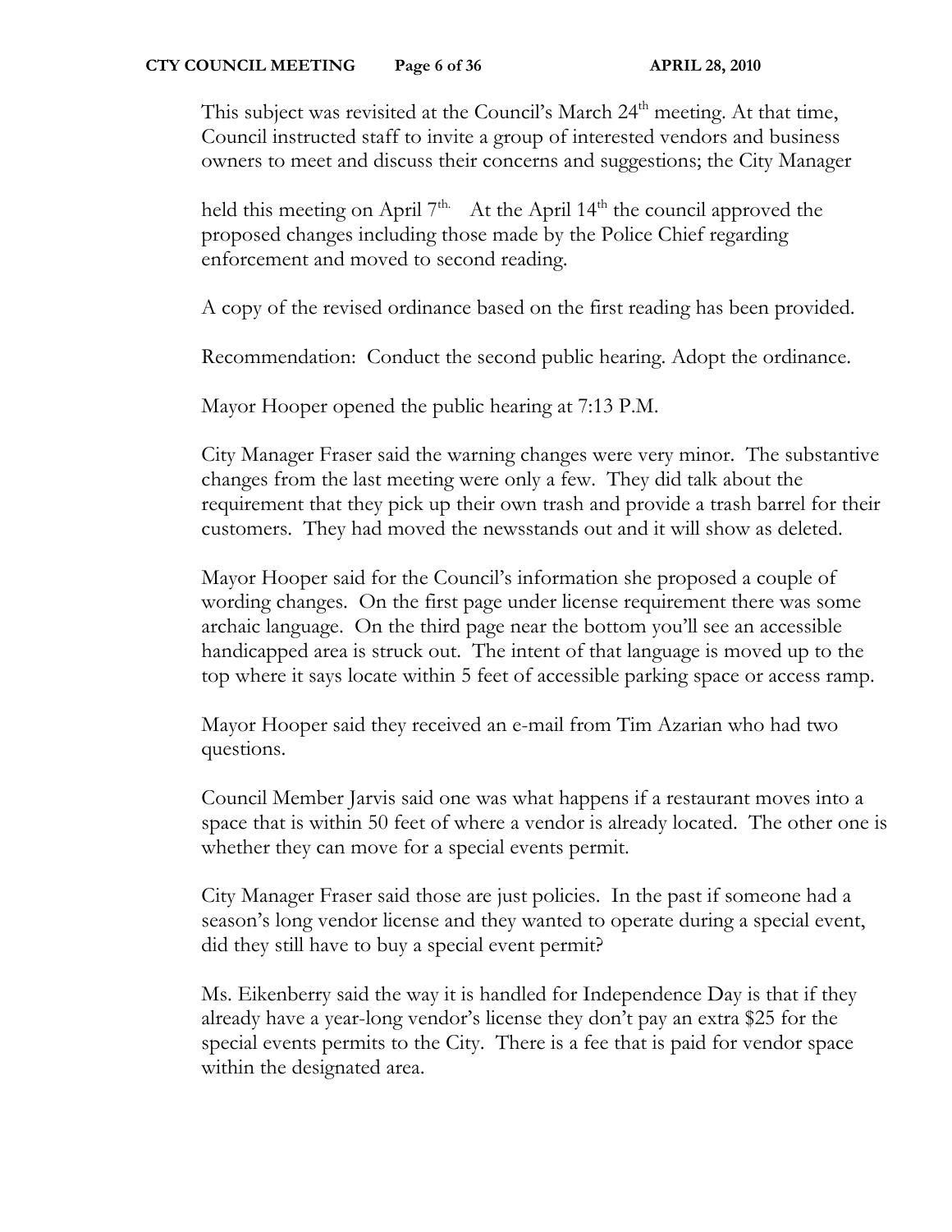This subject was revisited at the Council's March 24th meeting. At that time, Council instructed staff to invite a group of interested vendors and business owners to meet and discuss their concerns and suggestions; the City Manager

held this meeting on April 7th. At the April 14th the council approved the proposed changes including those made by the Police Chief regarding enforcement and moved to second reading.

A copy of the revised ordinance based on the first reading has been provided.

Recommendation: Conduct the second public hearing. Adopt the ordinance.

Mayor Hooper opened the public hearing at 7:13 P.M.

City Manager Fraser said the warning changes were very minor. The substantive changes from the last meeting were only a few. They did talk about the requirement that they pick up their own trash and provide a trash barrel for their customers. They had moved the newsstands out and it will show as deleted.

Mayor Hooper said for the Council's information she proposed a couple of wording changes. On the first page under license requirement there was some archaic language. On the third page near the bottom you'll see an accessible handicapped area is struck out. The intent of that language is moved up to the top where it says locate within 5 feet of accessible parking space or access ramp.

Mayor Hooper said they received an e-mail from Tim Azarian who had two questions.

Council Member Jarvis said one was what happens if a restaurant moves into a space that is within 50 feet of where a vendor is already located. The other one is whether they can move for a special events permit.

City Manager Fraser said those are just policies. In the past if someone had a season's long vendor license and they wanted to operate during a special event, did they still have to buy a special event permit?

Ms. Eikenberry said the way it is handled for Independence Day is that if they already have a year-long vendor's license they don't pay an extra $25 for the special events permits to the City. There is a fee that is paid for vendor space within the designated area.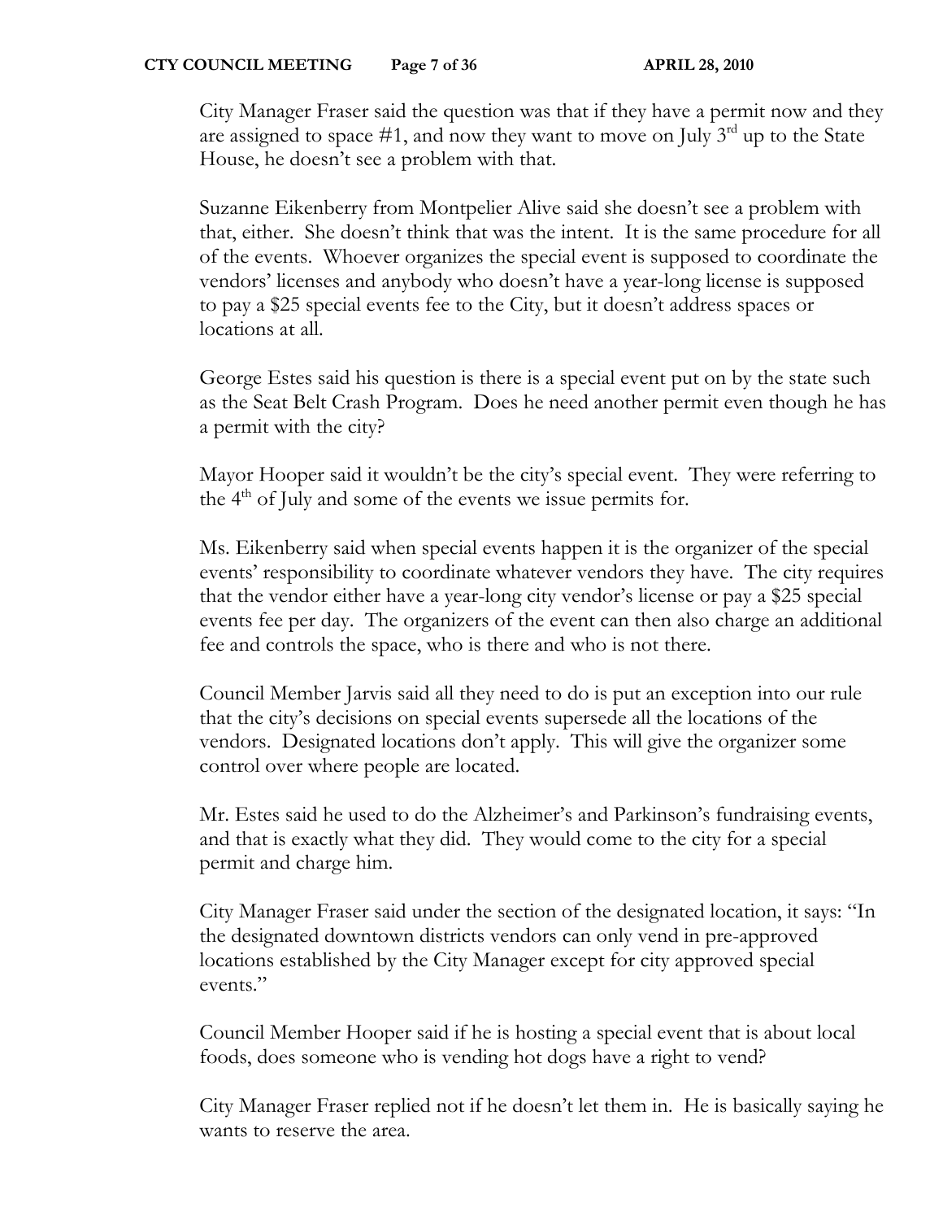City Manager Fraser said the question was that if they have a permit now and they are assigned to space #1, and now they want to move on July 3rd up to the State House, he doesn't see a problem with that.

Suzanne Eikenberry from Montpelier Alive said she doesn't see a problem with that, either. She doesn't think that was the intent. It is the same procedure for all of the events. Whoever organizes the special event is supposed to coordinate the vendors' licenses and anybody who doesn't have a year-long license is supposed to pay a $25 special events fee to the City, but it doesn't address spaces or locations at all.

George Estes said his question is there is a special event put on by the state such as the Seat Belt Crash Program. Does he need another permit even though he has a permit with the city?

Mayor Hooper said it wouldn't be the city's special event. They were referring to the 4th of July and some of the events we issue permits for.

Ms. Eikenberry said when special events happen it is the organizer of the special events' responsibility to coordinate whatever vendors they have. The city requires that the vendor either have a year-long city vendor's license or pay a $25 special events fee per day. The organizers of the event can then also charge an additional fee and controls the space, who is there and who is not there.

Council Member Jarvis said all they need to do is put an exception into our rule that the city's decisions on special events supersede all the locations of the vendors. Designated locations don't apply. This will give the organizer some control over where people are located.

Mr. Estes said he used to do the Alzheimer's and Parkinson's fundraising events, and that is exactly what they did. They would come to the city for a special permit and charge him.

City Manager Fraser said under the section of the designated location, it says: "In the designated downtown districts vendors can only vend in pre-approved locations established by the City Manager except for city approved special events."

Council Member Hooper said if he is hosting a special event that is about local foods, does someone who is vending hot dogs have a right to vend?

City Manager Fraser replied not if he doesn't let them in. He is basically saying he wants to reserve the area.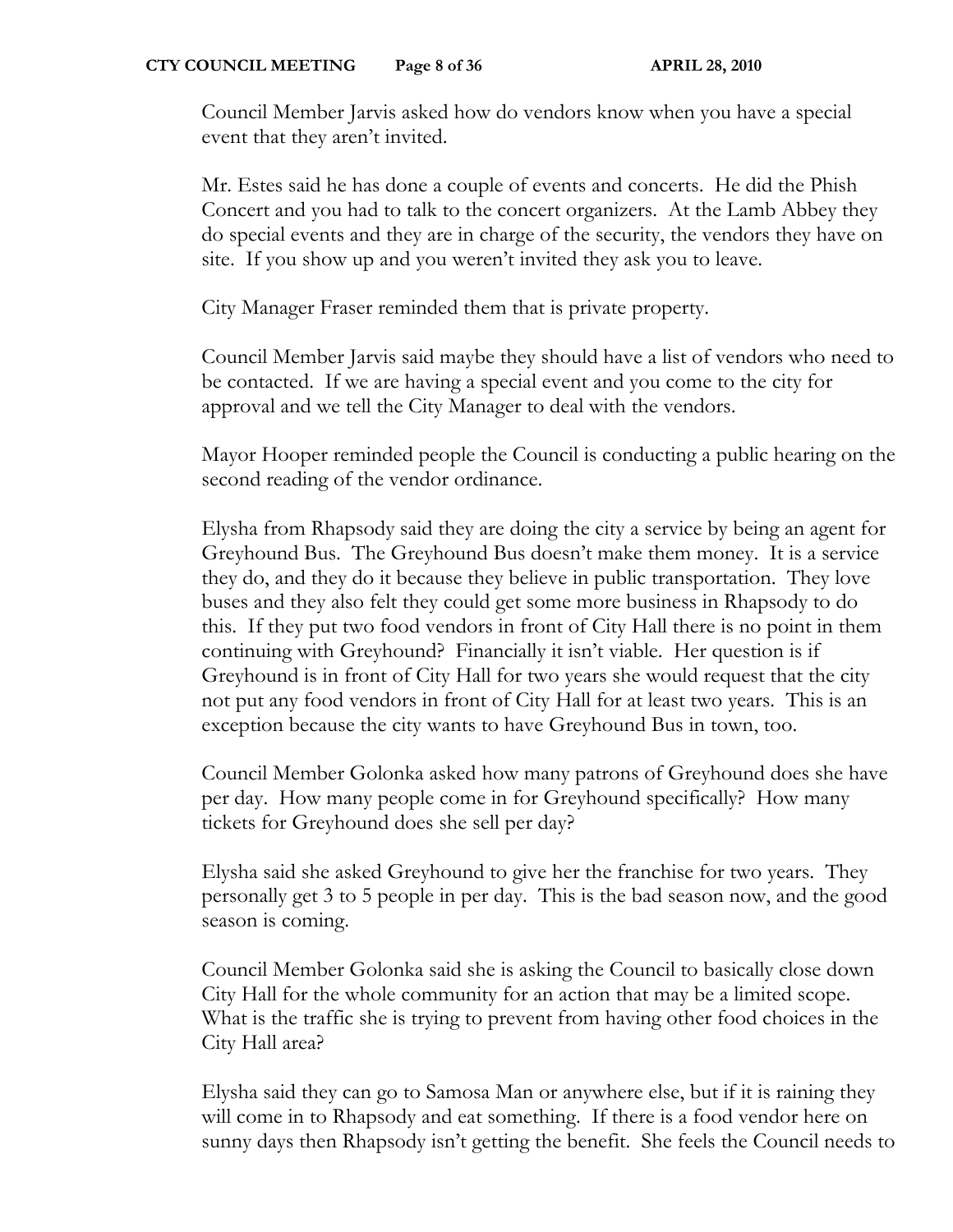Council Member Jarvis asked how do vendors know when you have a special event that they aren't invited.

Mr. Estes said he has done a couple of events and concerts. He did the Phish Concert and you had to talk to the concert organizers. At the Lamb Abbey they do special events and they are in charge of the security, the vendors they have on site. If you show up and you weren't invited they ask you to leave.

City Manager Fraser reminded them that is private property.

Council Member Jarvis said maybe they should have a list of vendors who need to be contacted. If we are having a special event and you come to the city for approval and we tell the City Manager to deal with the vendors.

Mayor Hooper reminded people the Council is conducting a public hearing on the second reading of the vendor ordinance.

Elysha from Rhapsody said they are doing the city a service by being an agent for Greyhound Bus. The Greyhound Bus doesn't make them money. It is a service they do, and they do it because they believe in public transportation. They love buses and they also felt they could get some more business in Rhapsody to do this. If they put two food vendors in front of City Hall there is no point in them continuing with Greyhound? Financially it isn't viable. Her question is if Greyhound is in front of City Hall for two years she would request that the city not put any food vendors in front of City Hall for at least two years. This is an exception because the city wants to have Greyhound Bus in town, too.

Council Member Golonka asked how many patrons of Greyhound does she have per day. How many people come in for Greyhound specifically? How many tickets for Greyhound does she sell per day?

Elysha said she asked Greyhound to give her the franchise for two years. They personally get 3 to 5 people in per day. This is the bad season now, and the good season is coming.

Council Member Golonka said she is asking the Council to basically close down City Hall for the whole community for an action that may be a limited scope. What is the traffic she is trying to prevent from having other food choices in the City Hall area?

Elysha said they can go to Samosa Man or anywhere else, but if it is raining they will come in to Rhapsody and eat something. If there is a food vendor here on sunny days then Rhapsody isn't getting the benefit. She feels the Council needs to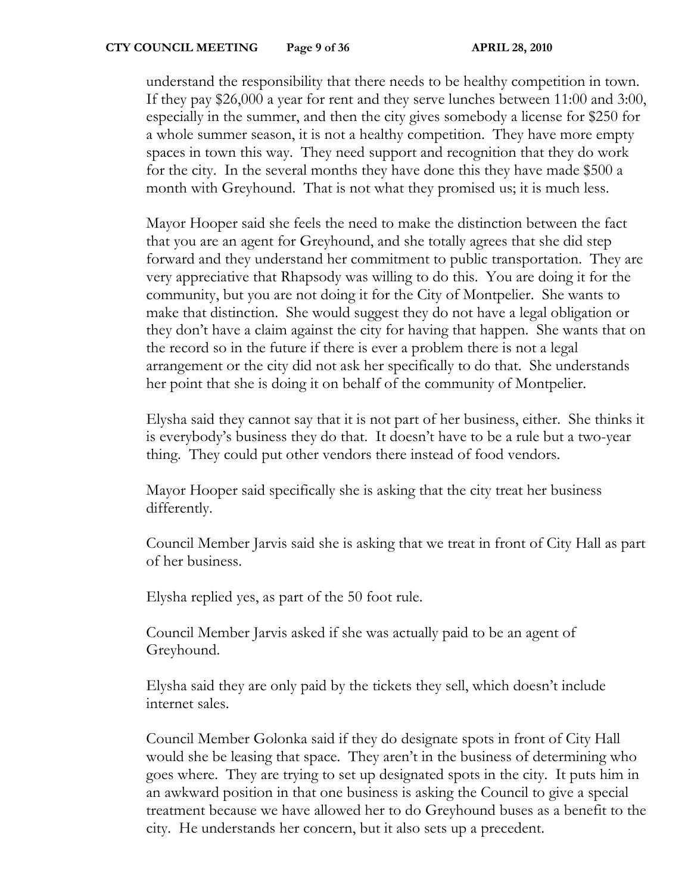understand the responsibility that there needs to be healthy competition in town. If they pay $26,000 a year for rent and they serve lunches between 11:00 and 3:00, especially in the summer, and then the city gives somebody a license for $250 for a whole summer season, it is not a healthy competition. They have more empty spaces in town this way. They need support and recognition that they do work for the city. In the several months they have done this they have made $500 a month with Greyhound. That is not what they promised us; it is much less.

Mayor Hooper said she feels the need to make the distinction between the fact that you are an agent for Greyhound, and she totally agrees that she did step forward and they understand her commitment to public transportation. They are very appreciative that Rhapsody was willing to do this. You are doing it for the community, but you are not doing it for the City of Montpelier. She wants to make that distinction. She would suggest they do not have a legal obligation or they don't have a claim against the city for having that happen. She wants that on the record so in the future if there is ever a problem there is not a legal arrangement or the city did not ask her specifically to do that. She understands her point that she is doing it on behalf of the community of Montpelier.

Elysha said they cannot say that it is not part of her business, either. She thinks it is everybody's business they do that. It doesn't have to be a rule but a two-year thing. They could put other vendors there instead of food vendors.

Mayor Hooper said specifically she is asking that the city treat her business differently.

Council Member Jarvis said she is asking that we treat in front of City Hall as part of her business.

Elysha replied yes, as part of the 50 foot rule.

Council Member Jarvis asked if she was actually paid to be an agent of Greyhound.

Elysha said they are only paid by the tickets they sell, which doesn't include internet sales.

Council Member Golonka said if they do designate spots in front of City Hall would she be leasing that space. They aren't in the business of determining who goes where. They are trying to set up designated spots in the city. It puts him in an awkward position in that one business is asking the Council to give a special treatment because we have allowed her to do Greyhound buses as a benefit to the city. He understands her concern, but it also sets up a precedent.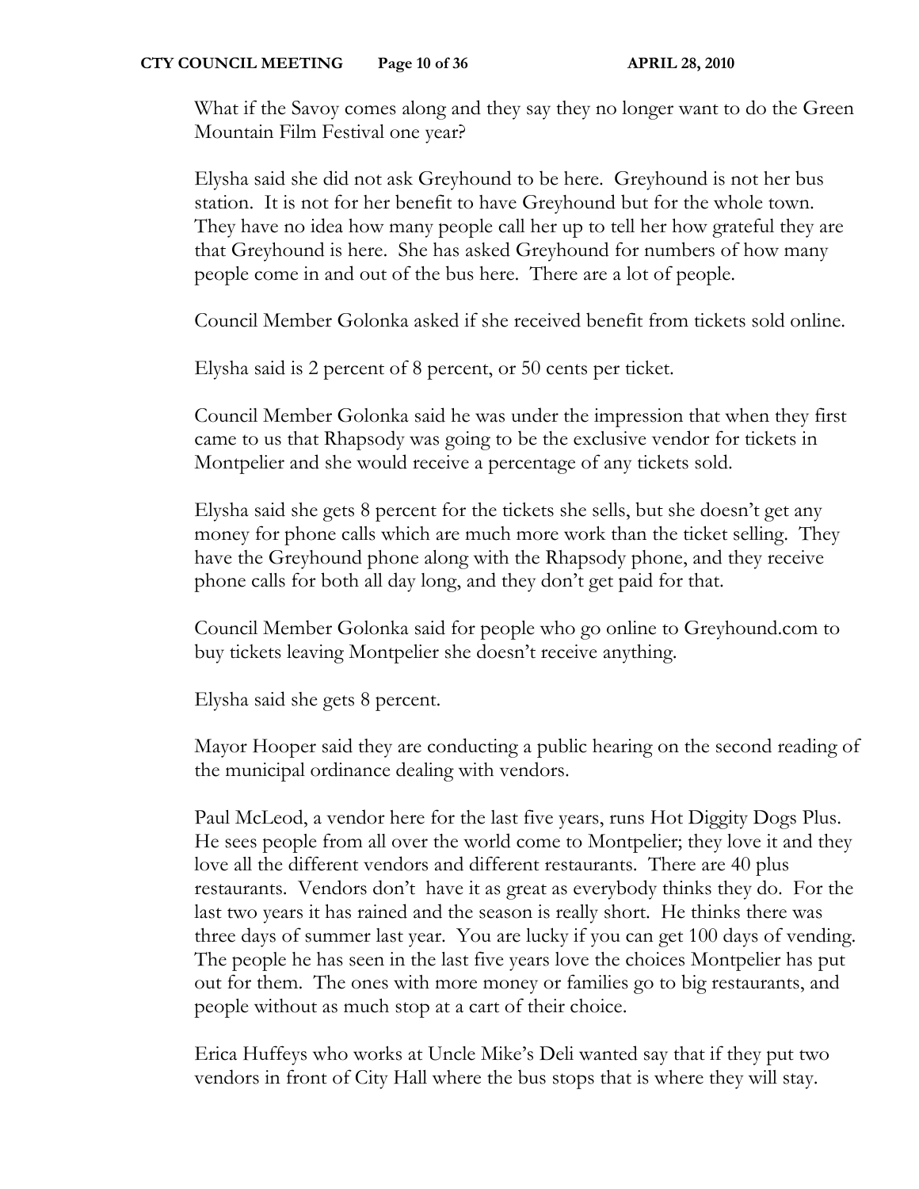What if the Savoy comes along and they say they no longer want to do the Green Mountain Film Festival one year?

Elysha said she did not ask Greyhound to be here. Greyhound is not her bus station. It is not for her benefit to have Greyhound but for the whole town. They have no idea how many people call her up to tell her how grateful they are that Greyhound is here. She has asked Greyhound for numbers of how many people come in and out of the bus here. There are a lot of people.

Council Member Golonka asked if she received benefit from tickets sold online.

Elysha said is 2 percent of 8 percent, or 50 cents per ticket.

Council Member Golonka said he was under the impression that when they first came to us that Rhapsody was going to be the exclusive vendor for tickets in Montpelier and she would receive a percentage of any tickets sold.

Elysha said she gets 8 percent for the tickets she sells, but she doesn't get any money for phone calls which are much more work than the ticket selling. They have the Greyhound phone along with the Rhapsody phone, and they receive phone calls for both all day long, and they don't get paid for that.

Council Member Golonka said for people who go online to Greyhound.com to buy tickets leaving Montpelier she doesn't receive anything.

Elysha said she gets 8 percent.

Mayor Hooper said they are conducting a public hearing on the second reading of the municipal ordinance dealing with vendors.

Paul McLeod, a vendor here for the last five years, runs Hot Diggity Dogs Plus. He sees people from all over the world come to Montpelier; they love it and they love all the different vendors and different restaurants. There are 40 plus restaurants. Vendors don't have it as great as everybody thinks they do. For the last two years it has rained and the season is really short. He thinks there was three days of summer last year. You are lucky if you can get 100 days of vending. The people he has seen in the last five years love the choices Montpelier has put out for them. The ones with more money or families go to big restaurants, and people without as much stop at a cart of their choice.

Erica Huffeys who works at Uncle Mike's Deli wanted say that if they put two vendors in front of City Hall where the bus stops that is where they will stay.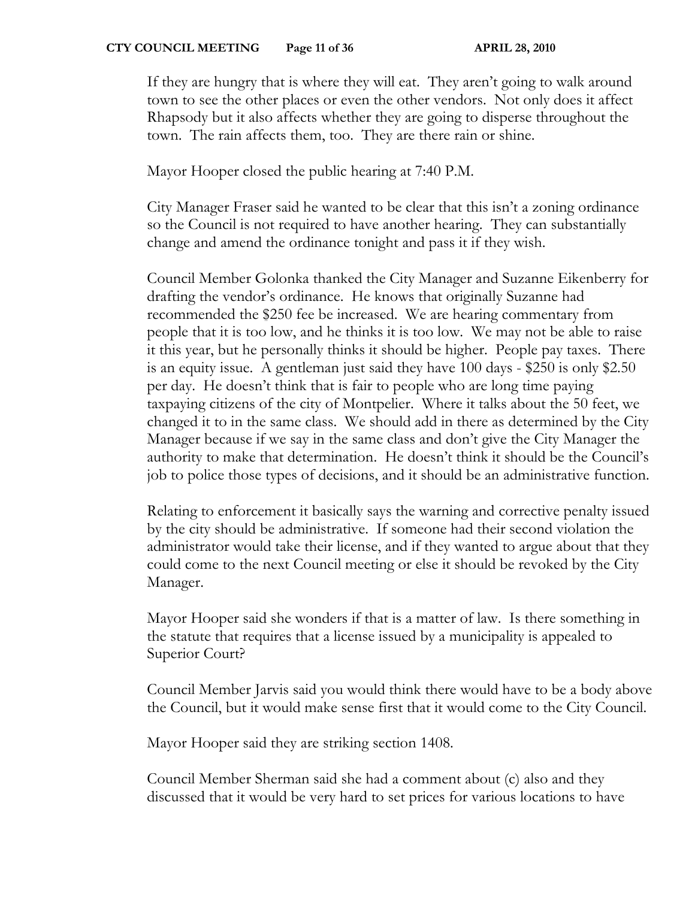If they are hungry that is where they will eat. They aren't going to walk around town to see the other places or even the other vendors. Not only does it affect Rhapsody but it also affects whether they are going to disperse throughout the town. The rain affects them, too. They are there rain or shine.

Mayor Hooper closed the public hearing at 7:40 P.M.

City Manager Fraser said he wanted to be clear that this isn't a zoning ordinance so the Council is not required to have another hearing. They can substantially change and amend the ordinance tonight and pass it if they wish.

Council Member Golonka thanked the City Manager and Suzanne Eikenberry for drafting the vendor's ordinance. He knows that originally Suzanne had recommended the $250 fee be increased. We are hearing commentary from people that it is too low, and he thinks it is too low. We may not be able to raise it this year, but he personally thinks it should be higher. People pay taxes. There is an equity issue. A gentleman just said they have 100 days - $250 is only $2.50 per day. He doesn't think that is fair to people who are long time paying taxpaying citizens of the city of Montpelier. Where it talks about the 50 feet, we changed it to in the same class. We should add in there as determined by the City Manager because if we say in the same class and don't give the City Manager the authority to make that determination. He doesn't think it should be the Council's job to police those types of decisions, and it should be an administrative function.

Relating to enforcement it basically says the warning and corrective penalty issued by the city should be administrative. If someone had their second violation the administrator would take their license, and if they wanted to argue about that they could come to the next Council meeting or else it should be revoked by the City Manager.

Mayor Hooper said she wonders if that is a matter of law. Is there something in the statute that requires that a license issued by a municipality is appealed to Superior Court?

Council Member Jarvis said you would think there would have to be a body above the Council, but it would make sense first that it would come to the City Council.

Mayor Hooper said they are striking section 1408.

Council Member Sherman said she had a comment about (c) also and they discussed that it would be very hard to set prices for various locations to have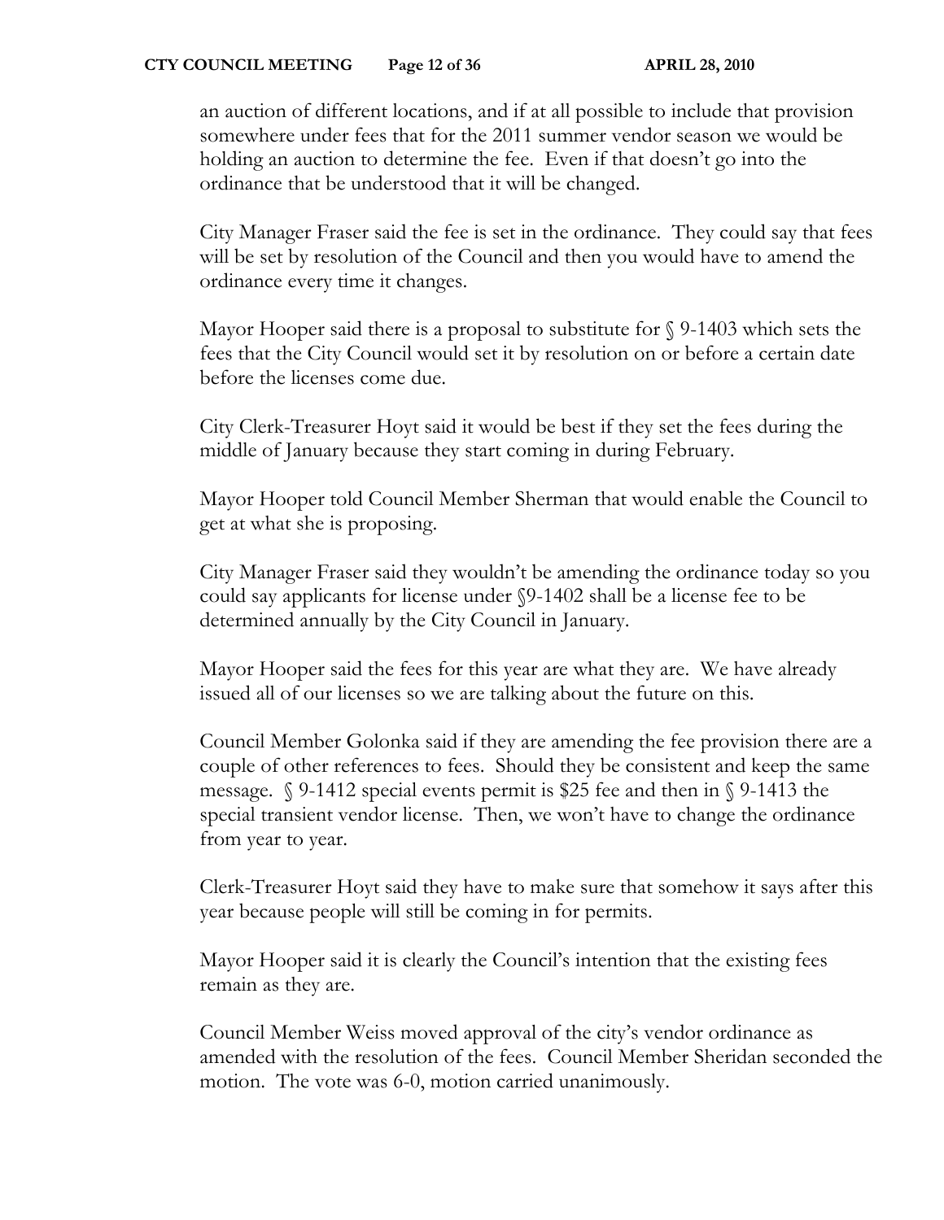an auction of different locations, and if at all possible to include that provision somewhere under fees that for the 2011 summer vendor season we would be holding an auction to determine the fee. Even if that doesn't go into the ordinance that be understood that it will be changed.

City Manager Fraser said the fee is set in the ordinance. They could say that fees will be set by resolution of the Council and then you would have to amend the ordinance every time it changes.

Mayor Hooper said there is a proposal to substitute for § 9-1403 which sets the fees that the City Council would set it by resolution on or before a certain date before the licenses come due.

City Clerk-Treasurer Hoyt said it would be best if they set the fees during the middle of January because they start coming in during February.

Mayor Hooper told Council Member Sherman that would enable the Council to get at what she is proposing.

City Manager Fraser said they wouldn't be amending the ordinance today so you could say applicants for license under §9-1402 shall be a license fee to be determined annually by the City Council in January.

Mayor Hooper said the fees for this year are what they are. We have already issued all of our licenses so we are talking about the future on this.

Council Member Golonka said if they are amending the fee provision there are a couple of other references to fees. Should they be consistent and keep the same message. § 9-1412 special events permit is $25 fee and then in § 9-1413 the special transient vendor license. Then, we won't have to change the ordinance from year to year.

Clerk-Treasurer Hoyt said they have to make sure that somehow it says after this year because people will still be coming in for permits.

Mayor Hooper said it is clearly the Council's intention that the existing fees remain as they are.

Council Member Weiss moved approval of the city's vendor ordinance as amended with the resolution of the fees. Council Member Sheridan seconded the motion. The vote was 6-0, motion carried unanimously.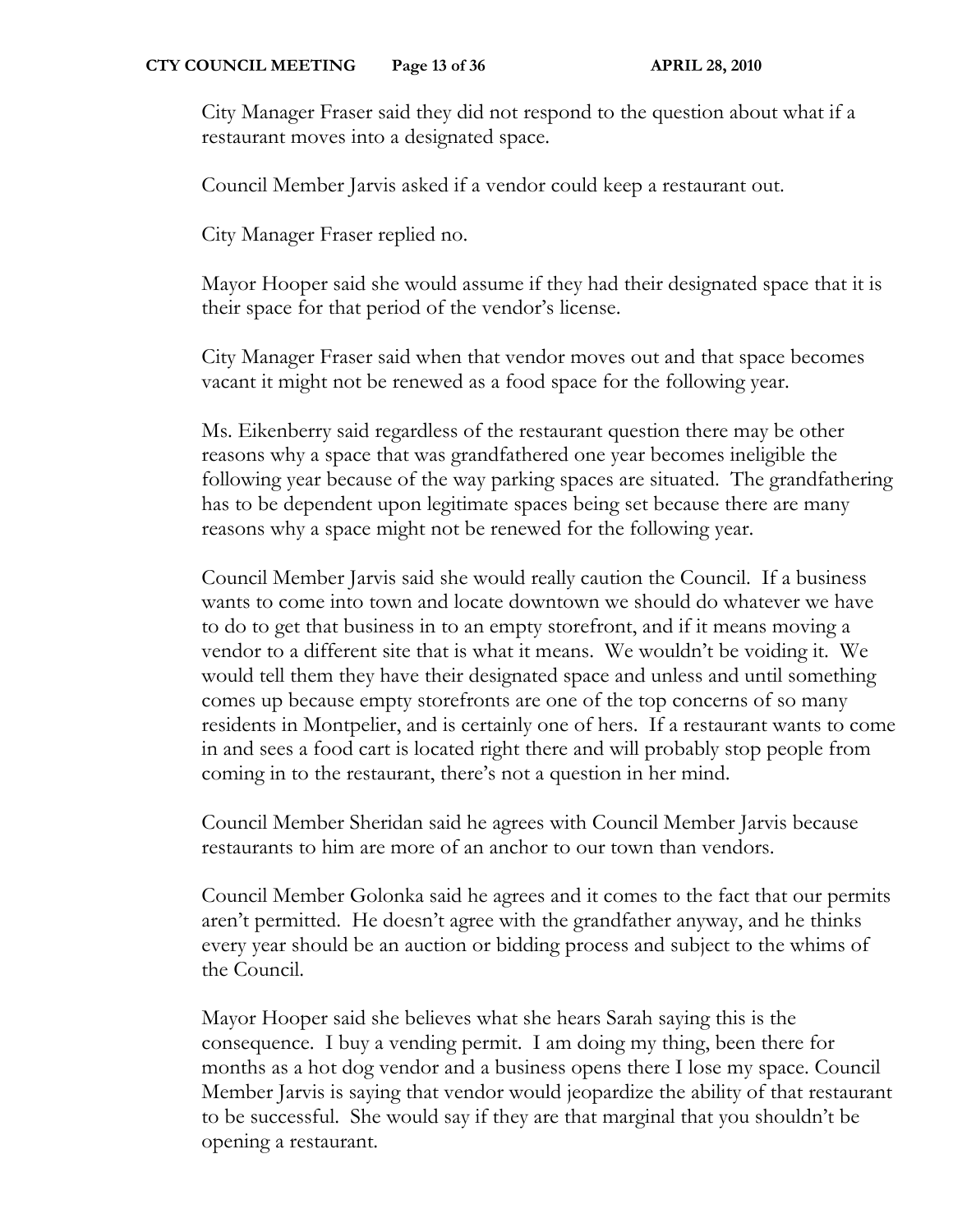City Manager Fraser said they did not respond to the question about what if a restaurant moves into a designated space.

Council Member Jarvis asked if a vendor could keep a restaurant out.

City Manager Fraser replied no.

Mayor Hooper said she would assume if they had their designated space that it is their space for that period of the vendor's license.

City Manager Fraser said when that vendor moves out and that space becomes vacant it might not be renewed as a food space for the following year.

Ms. Eikenberry said regardless of the restaurant question there may be other reasons why a space that was grandfathered one year becomes ineligible the following year because of the way parking spaces are situated. The grandfathering has to be dependent upon legitimate spaces being set because there are many reasons why a space might not be renewed for the following year.

Council Member Jarvis said she would really caution the Council. If a business wants to come into town and locate downtown we should do whatever we have to do to get that business in to an empty storefront, and if it means moving a vendor to a different site that is what it means. We wouldn't be voiding it. We would tell them they have their designated space and unless and until something comes up because empty storefronts are one of the top concerns of so many residents in Montpelier, and is certainly one of hers. If a restaurant wants to come in and sees a food cart is located right there and will probably stop people from coming in to the restaurant, there's not a question in her mind.

Council Member Sheridan said he agrees with Council Member Jarvis because restaurants to him are more of an anchor to our town than vendors.

Council Member Golonka said he agrees and it comes to the fact that our permits aren't permitted. He doesn't agree with the grandfather anyway, and he thinks every year should be an auction or bidding process and subject to the whims of the Council.

Mayor Hooper said she believes what she hears Sarah saying this is the consequence. I buy a vending permit. I am doing my thing, been there for months as a hot dog vendor and a business opens there I lose my space. Council Member Jarvis is saying that vendor would jeopardize the ability of that restaurant to be successful. She would say if they are that marginal that you shouldn't be opening a restaurant.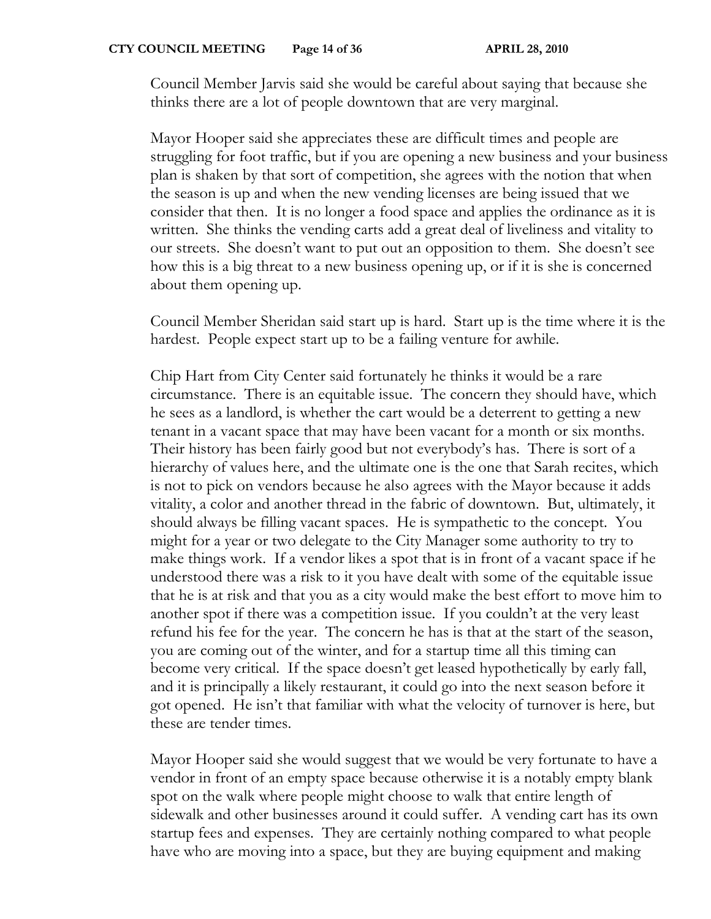Council Member Jarvis said she would be careful about saying that because she thinks there are a lot of people downtown that are very marginal.

Mayor Hooper said she appreciates these are difficult times and people are struggling for foot traffic, but if you are opening a new business and your business plan is shaken by that sort of competition, she agrees with the notion that when the season is up and when the new vending licenses are being issued that we consider that then. It is no longer a food space and applies the ordinance as it is written. She thinks the vending carts add a great deal of liveliness and vitality to our streets. She doesn't want to put out an opposition to them. She doesn't see how this is a big threat to a new business opening up, or if it is she is concerned about them opening up.

Council Member Sheridan said start up is hard. Start up is the time where it is the hardest. People expect start up to be a failing venture for awhile.

Chip Hart from City Center said fortunately he thinks it would be a rare circumstance. There is an equitable issue. The concern they should have, which he sees as a landlord, is whether the cart would be a deterrent to getting a new tenant in a vacant space that may have been vacant for a month or six months. Their history has been fairly good but not everybody's has. There is sort of a hierarchy of values here, and the ultimate one is the one that Sarah recites, which is not to pick on vendors because he also agrees with the Mayor because it adds vitality, a color and another thread in the fabric of downtown. But, ultimately, it should always be filling vacant spaces. He is sympathetic to the concept. You might for a year or two delegate to the City Manager some authority to try to make things work. If a vendor likes a spot that is in front of a vacant space if he understood there was a risk to it you have dealt with some of the equitable issue that he is at risk and that you as a city would make the best effort to move him to another spot if there was a competition issue. If you couldn't at the very least refund his fee for the year. The concern he has is that at the start of the season, you are coming out of the winter, and for a startup time all this timing can become very critical. If the space doesn't get leased hypothetically by early fall, and it is principally a likely restaurant, it could go into the next season before it got opened. He isn't that familiar with what the velocity of turnover is here, but these are tender times.

Mayor Hooper said she would suggest that we would be very fortunate to have a vendor in front of an empty space because otherwise it is a notably empty blank spot on the walk where people might choose to walk that entire length of sidewalk and other businesses around it could suffer. A vending cart has its own startup fees and expenses. They are certainly nothing compared to what people have who are moving into a space, but they are buying equipment and making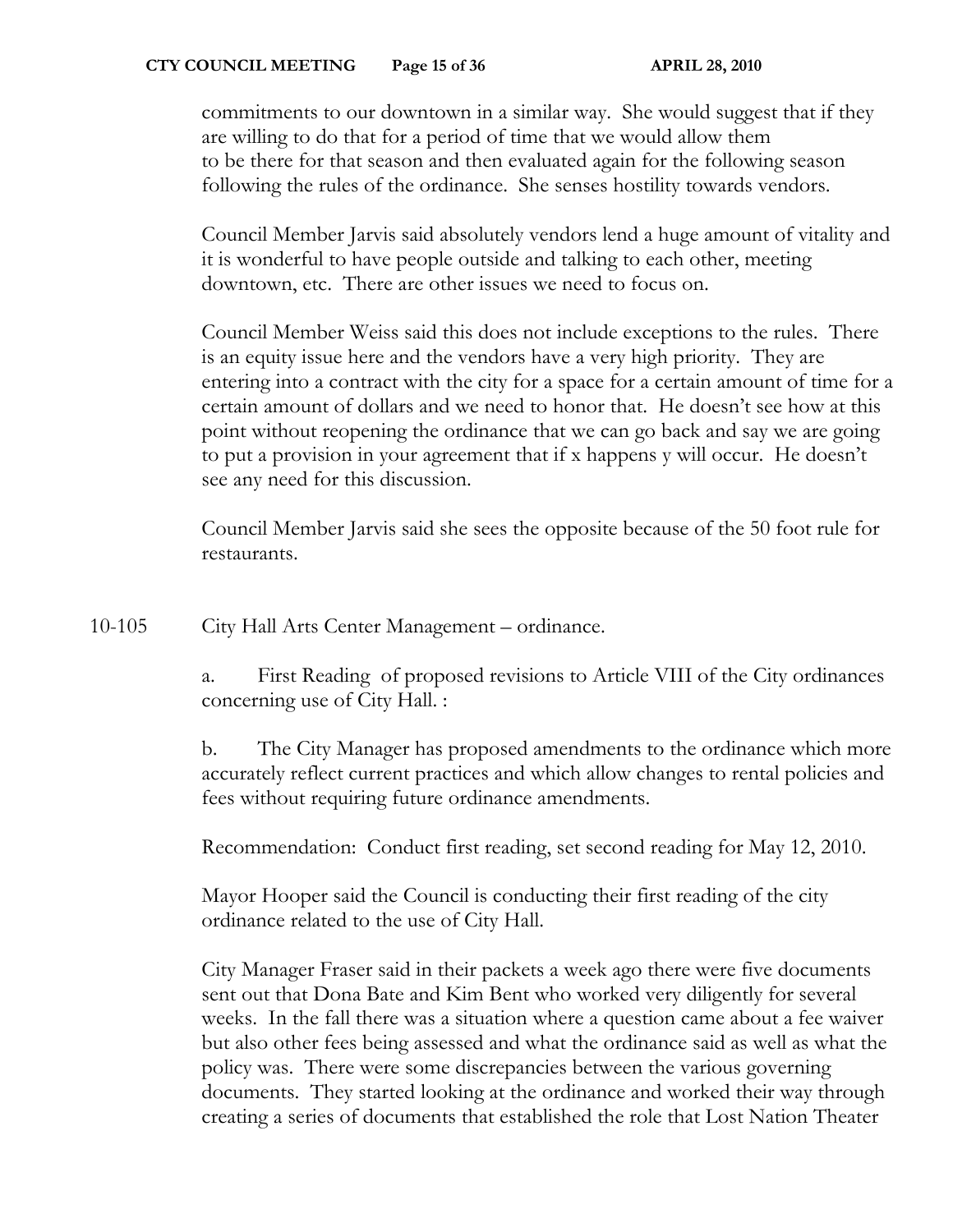commitments to our downtown in a similar way. She would suggest that if they are willing to do that for a period of time that we would allow them to be there for that season and then evaluated again for the following season following the rules of the ordinance. She senses hostility towards vendors.

Council Member Jarvis said absolutely vendors lend a huge amount of vitality and it is wonderful to have people outside and talking to each other, meeting downtown, etc. There are other issues we need to focus on.

Council Member Weiss said this does not include exceptions to the rules. There is an equity issue here and the vendors have a very high priority. They are entering into a contract with the city for a space for a certain amount of time for a certain amount of dollars and we need to honor that. He doesn't see how at this point without reopening the ordinance that we can go back and say we are going to put a provision in your agreement that if x happens y will occur. He doesn't see any need for this discussion.

Council Member Jarvis said she sees the opposite because of the 50 foot rule for restaurants.

10-105 City Hall Arts Center Management – ordinance.

a. First Reading of proposed revisions to Article VIII of the City ordinances concerning use of City Hall. :

b. The City Manager has proposed amendments to the ordinance which more accurately reflect current practices and which allow changes to rental policies and fees without requiring future ordinance amendments.

Recommendation: Conduct first reading, set second reading for May 12, 2010.

Mayor Hooper said the Council is conducting their first reading of the city ordinance related to the use of City Hall.

City Manager Fraser said in their packets a week ago there were five documents sent out that Dona Bate and Kim Bent who worked very diligently for several weeks. In the fall there was a situation where a question came about a fee waiver but also other fees being assessed and what the ordinance said as well as what the policy was. There were some discrepancies between the various governing documents. They started looking at the ordinance and worked their way through creating a series of documents that established the role that Lost Nation Theater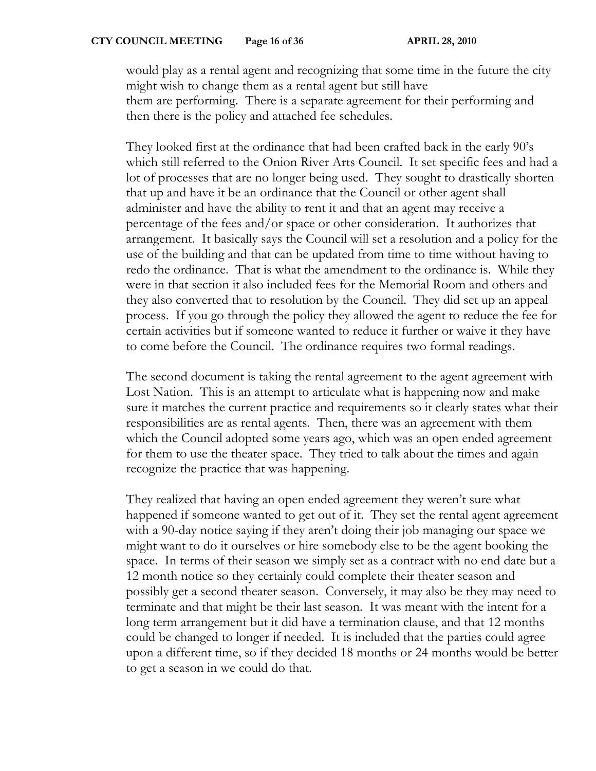would play as a rental agent and recognizing that some time in the future the city might wish to change them as a rental agent but still have them are performing. There is a separate agreement for their performing and then there is the policy and attached fee schedules.

They looked first at the ordinance that had been crafted back in the early 90's which still referred to the Onion River Arts Council. It set specific fees and had a lot of processes that are no longer being used. They sought to drastically shorten that up and have it be an ordinance that the Council or other agent shall administer and have the ability to rent it and that an agent may receive a percentage of the fees and/or space or other consideration. It authorizes that arrangement. It basically says the Council will set a resolution and a policy for the use of the building and that can be updated from time to time without having to redo the ordinance. That is what the amendment to the ordinance is. While they were in that section it also included fees for the Memorial Room and others and they also converted that to resolution by the Council. They did set up an appeal process. If you go through the policy they allowed the agent to reduce the fee for certain activities but if someone wanted to reduce it further or waive it they have to come before the Council. The ordinance requires two formal readings.

The second document is taking the rental agreement to the agent agreement with Lost Nation. This is an attempt to articulate what is happening now and make sure it matches the current practice and requirements so it clearly states what their responsibilities are as rental agents. Then, there was an agreement with them which the Council adopted some years ago, which was an open ended agreement for them to use the theater space. They tried to talk about the times and again recognize the practice that was happening.

They realized that having an open ended agreement they weren't sure what happened if someone wanted to get out of it. They set the rental agent agreement with a 90-day notice saying if they aren't doing their job managing our space we might want to do it ourselves or hire somebody else to be the agent booking the space. In terms of their season we simply set as a contract with no end date but a 12 month notice so they certainly could complete their theater season and possibly get a second theater season. Conversely, it may also be they may need to terminate and that might be their last season. It was meant with the intent for a long term arrangement but it did have a termination clause, and that 12 months could be changed to longer if needed. It is included that the parties could agree upon a different time, so if they decided 18 months or 24 months would be better to get a season in we could do that.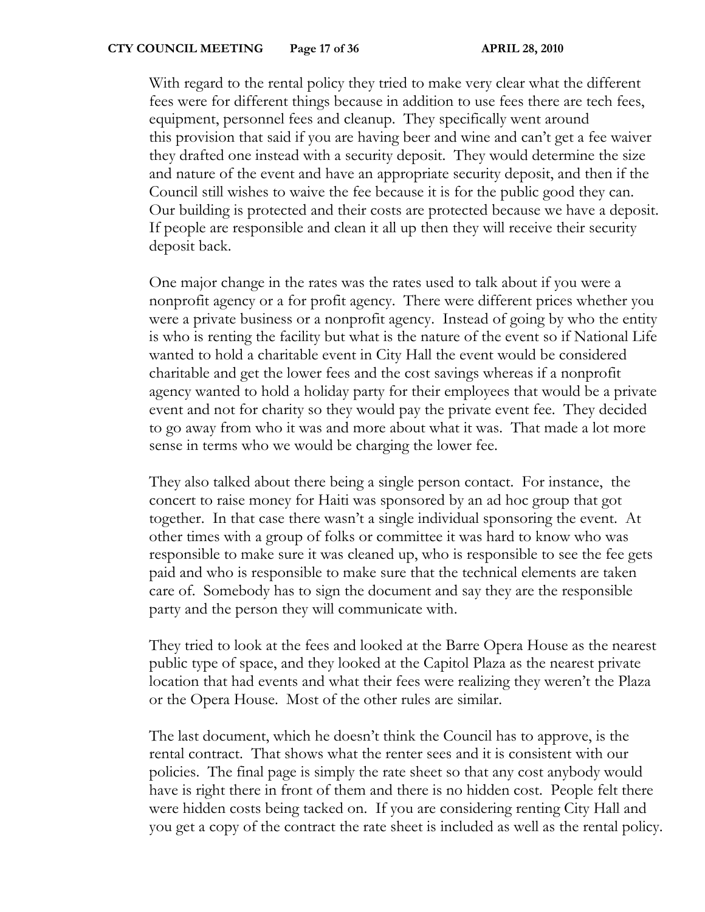With regard to the rental policy they tried to make very clear what the different fees were for different things because in addition to use fees there are tech fees, equipment, personnel fees and cleanup. They specifically went around this provision that said if you are having beer and wine and can't get a fee waiver they drafted one instead with a security deposit. They would determine the size and nature of the event and have an appropriate security deposit, and then if the Council still wishes to waive the fee because it is for the public good they can. Our building is protected and their costs are protected because we have a deposit. If people are responsible and clean it all up then they will receive their security deposit back.

One major change in the rates was the rates used to talk about if you were a nonprofit agency or a for profit agency. There were different prices whether you were a private business or a nonprofit agency. Instead of going by who the entity is who is renting the facility but what is the nature of the event so if National Life wanted to hold a charitable event in City Hall the event would be considered charitable and get the lower fees and the cost savings whereas if a nonprofit agency wanted to hold a holiday party for their employees that would be a private event and not for charity so they would pay the private event fee. They decided to go away from who it was and more about what it was. That made a lot more sense in terms who we would be charging the lower fee.

They also talked about there being a single person contact. For instance, the concert to raise money for Haiti was sponsored by an ad hoc group that got together. In that case there wasn't a single individual sponsoring the event. At other times with a group of folks or committee it was hard to know who was responsible to make sure it was cleaned up, who is responsible to see the fee gets paid and who is responsible to make sure that the technical elements are taken care of. Somebody has to sign the document and say they are the responsible party and the person they will communicate with.

They tried to look at the fees and looked at the Barre Opera House as the nearest public type of space, and they looked at the Capitol Plaza as the nearest private location that had events and what their fees were realizing they weren't the Plaza or the Opera House. Most of the other rules are similar.

The last document, which he doesn't think the Council has to approve, is the rental contract. That shows what the renter sees and it is consistent with our policies. The final page is simply the rate sheet so that any cost anybody would have is right there in front of them and there is no hidden cost. People felt there were hidden costs being tacked on. If you are considering renting City Hall and you get a copy of the contract the rate sheet is included as well as the rental policy.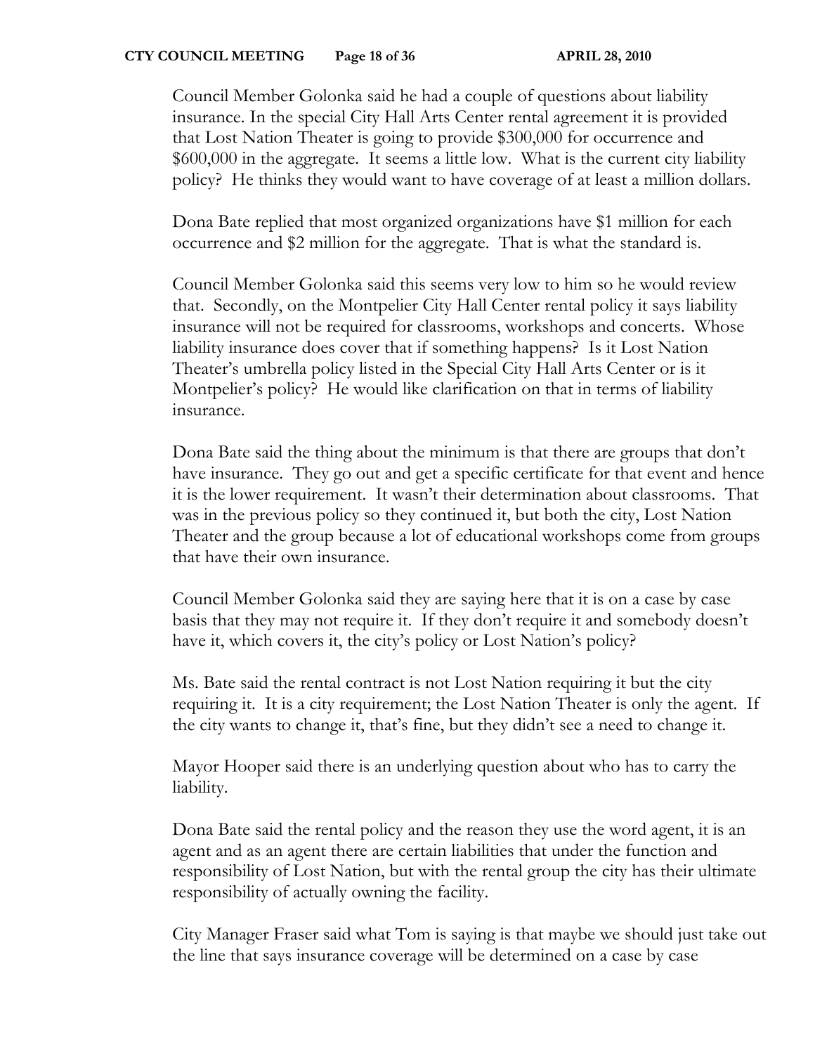Council Member Golonka said he had a couple of questions about liability insurance. In the special City Hall Arts Center rental agreement it is provided that Lost Nation Theater is going to provide $300,000 for occurrence and $600,000 in the aggregate. It seems a little low. What is the current city liability policy? He thinks they would want to have coverage of at least a million dollars.

Dona Bate replied that most organized organizations have $1 million for each occurrence and $2 million for the aggregate. That is what the standard is.

Council Member Golonka said this seems very low to him so he would review that. Secondly, on the Montpelier City Hall Center rental policy it says liability insurance will not be required for classrooms, workshops and concerts. Whose liability insurance does cover that if something happens? Is it Lost Nation Theater's umbrella policy listed in the Special City Hall Arts Center or is it Montpelier's policy? He would like clarification on that in terms of liability insurance.

Dona Bate said the thing about the minimum is that there are groups that don't have insurance. They go out and get a specific certificate for that event and hence it is the lower requirement. It wasn't their determination about classrooms. That was in the previous policy so they continued it, but both the city, Lost Nation Theater and the group because a lot of educational workshops come from groups that have their own insurance.

Council Member Golonka said they are saying here that it is on a case by case basis that they may not require it. If they don't require it and somebody doesn't have it, which covers it, the city's policy or Lost Nation's policy?

Ms. Bate said the rental contract is not Lost Nation requiring it but the city requiring it. It is a city requirement; the Lost Nation Theater is only the agent. If the city wants to change it, that's fine, but they didn't see a need to change it.

Mayor Hooper said there is an underlying question about who has to carry the liability.

Dona Bate said the rental policy and the reason they use the word agent, it is an agent and as an agent there are certain liabilities that under the function and responsibility of Lost Nation, but with the rental group the city has their ultimate responsibility of actually owning the facility.

City Manager Fraser said what Tom is saying is that maybe we should just take out the line that says insurance coverage will be determined on a case by case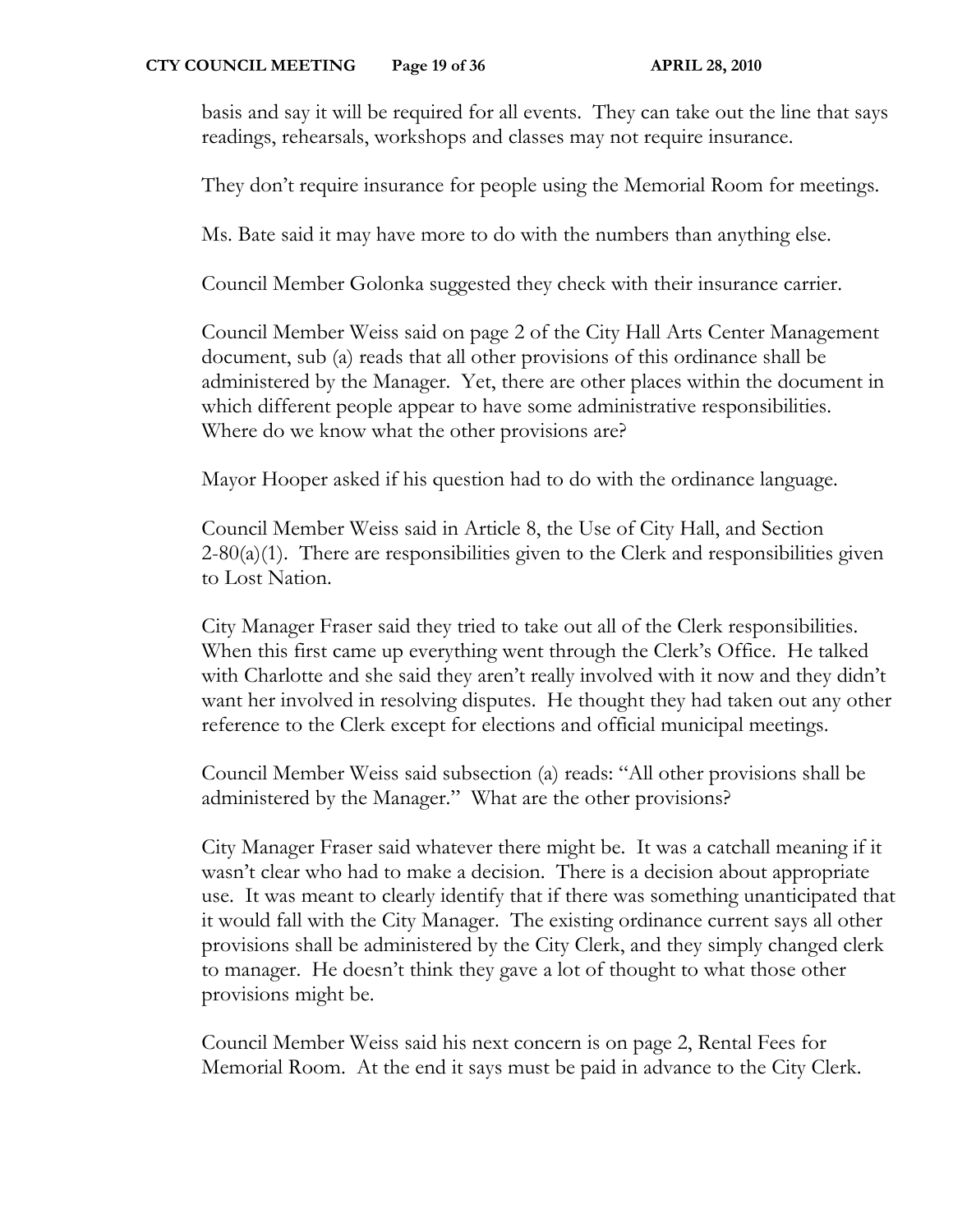basis and say it will be required for all events. They can take out the line that says readings, rehearsals, workshops and classes may not require insurance.

They don't require insurance for people using the Memorial Room for meetings.

Ms. Bate said it may have more to do with the numbers than anything else.

Council Member Golonka suggested they check with their insurance carrier.

Council Member Weiss said on page 2 of the City Hall Arts Center Management document, sub (a) reads that all other provisions of this ordinance shall be administered by the Manager. Yet, there are other places within the document in which different people appear to have some administrative responsibilities. Where do we know what the other provisions are?

Mayor Hooper asked if his question had to do with the ordinance language.

Council Member Weiss said in Article 8, the Use of City Hall, and Section 2-80(a)(1). There are responsibilities given to the Clerk and responsibilities given to Lost Nation.

City Manager Fraser said they tried to take out all of the Clerk responsibilities. When this first came up everything went through the Clerk's Office. He talked with Charlotte and she said they aren't really involved with it now and they didn't want her involved in resolving disputes. He thought they had taken out any other reference to the Clerk except for elections and official municipal meetings.

Council Member Weiss said subsection (a) reads: "All other provisions shall be administered by the Manager." What are the other provisions?

City Manager Fraser said whatever there might be. It was a catchall meaning if it wasn't clear who had to make a decision. There is a decision about appropriate use. It was meant to clearly identify that if there was something unanticipated that it would fall with the City Manager. The existing ordinance current says all other provisions shall be administered by the City Clerk, and they simply changed clerk to manager. He doesn't think they gave a lot of thought to what those other provisions might be.

Council Member Weiss said his next concern is on page 2, Rental Fees for Memorial Room. At the end it says must be paid in advance to the City Clerk.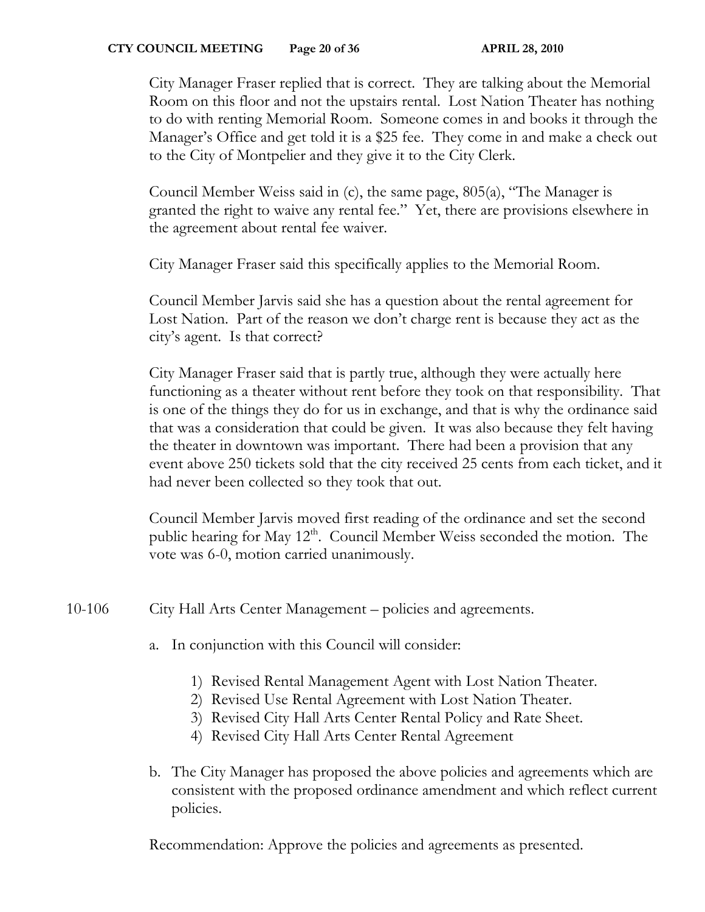City Manager Fraser replied that is correct. They are talking about the Memorial Room on this floor and not the upstairs rental. Lost Nation Theater has nothing to do with renting Memorial Room. Someone comes in and books it through the Manager's Office and get told it is a $25 fee. They come in and make a check out to the City of Montpelier and they give it to the City Clerk.

Council Member Weiss said in (c), the same page, 805(a), "The Manager is granted the right to waive any rental fee." Yet, there are provisions elsewhere in the agreement about rental fee waiver.

City Manager Fraser said this specifically applies to the Memorial Room.

Council Member Jarvis said she has a question about the rental agreement for Lost Nation. Part of the reason we don't charge rent is because they act as the city's agent. Is that correct?

City Manager Fraser said that is partly true, although they were actually here functioning as a theater without rent before they took on that responsibility. That is one of the things they do for us in exchange, and that is why the ordinance said that was a consideration that could be given. It was also because they felt having the theater in downtown was important. There had been a provision that any event above 250 tickets sold that the city received 25 cents from each ticket, and it had never been collected so they took that out.

Council Member Jarvis moved first reading of the ordinance and set the second public hearing for May 12th. Council Member Weiss seconded the motion. The vote was 6-0, motion carried unanimously.

10-106 City Hall Arts Center Management – policies and agreements.

a. In conjunction with this Council will consider:

   1) Revised Rental Management Agent with Lost Nation Theater.
   2) Revised Use Rental Agreement with Lost Nation Theater.
   3) Revised City Hall Arts Center Rental Policy and Rate Sheet.
   4) Revised City Hall Arts Center Rental Agreement

b. The City Manager has proposed the above policies and agreements which are consistent with the proposed ordinance amendment and which reflect current policies.

Recommendation: Approve the policies and agreements as presented.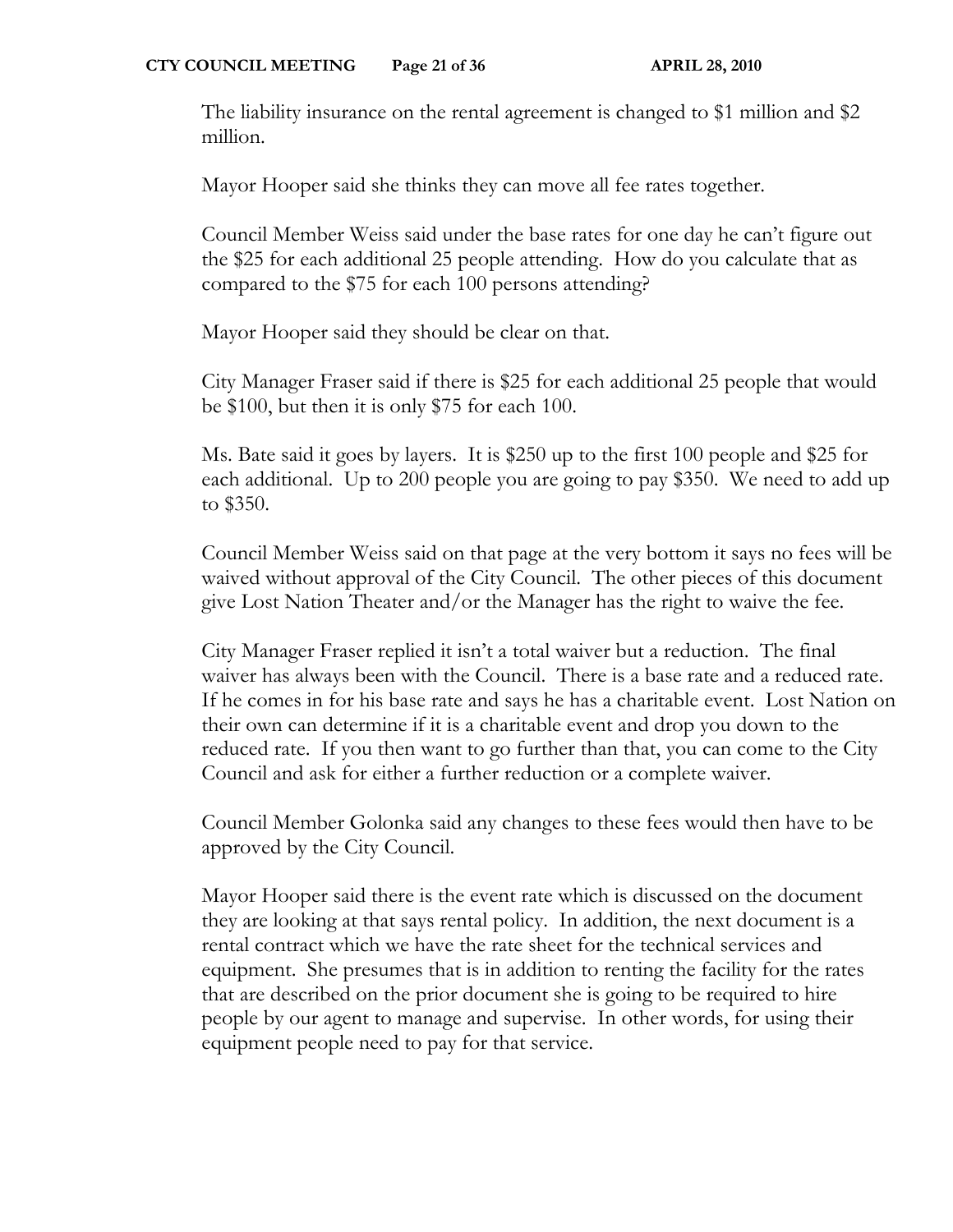The liability insurance on the rental agreement is changed to $1 million and $2 million.

Mayor Hooper said she thinks they can move all fee rates together.

Council Member Weiss said under the base rates for one day he can't figure out the $25 for each additional 25 people attending. How do you calculate that as compared to the $75 for each 100 persons attending?

Mayor Hooper said they should be clear on that.

City Manager Fraser said if there is $25 for each additional 25 people that would be $100, but then it is only $75 for each 100.

Ms. Bate said it goes by layers. It is $250 up to the first 100 people and $25 for each additional. Up to 200 people you are going to pay $350. We need to add up to $350.

Council Member Weiss said on that page at the very bottom it says no fees will be waived without approval of the City Council. The other pieces of this document give Lost Nation Theater and/or the Manager has the right to waive the fee.

City Manager Fraser replied it isn't a total waiver but a reduction. The final waiver has always been with the Council. There is a base rate and a reduced rate. If he comes in for his base rate and says he has a charitable event. Lost Nation on their own can determine if it is a charitable event and drop you down to the reduced rate. If you then want to go further than that, you can come to the City Council and ask for either a further reduction or a complete waiver.

Council Member Golonka said any changes to these fees would then have to be approved by the City Council.

Mayor Hooper said there is the event rate which is discussed on the document they are looking at that says rental policy. In addition, the next document is a rental contract which we have the rate sheet for the technical services and equipment. She presumes that is in addition to renting the facility for the rates that are described on the prior document she is going to be required to hire people by our agent to manage and supervise. In other words, for using their equipment people need to pay for that service.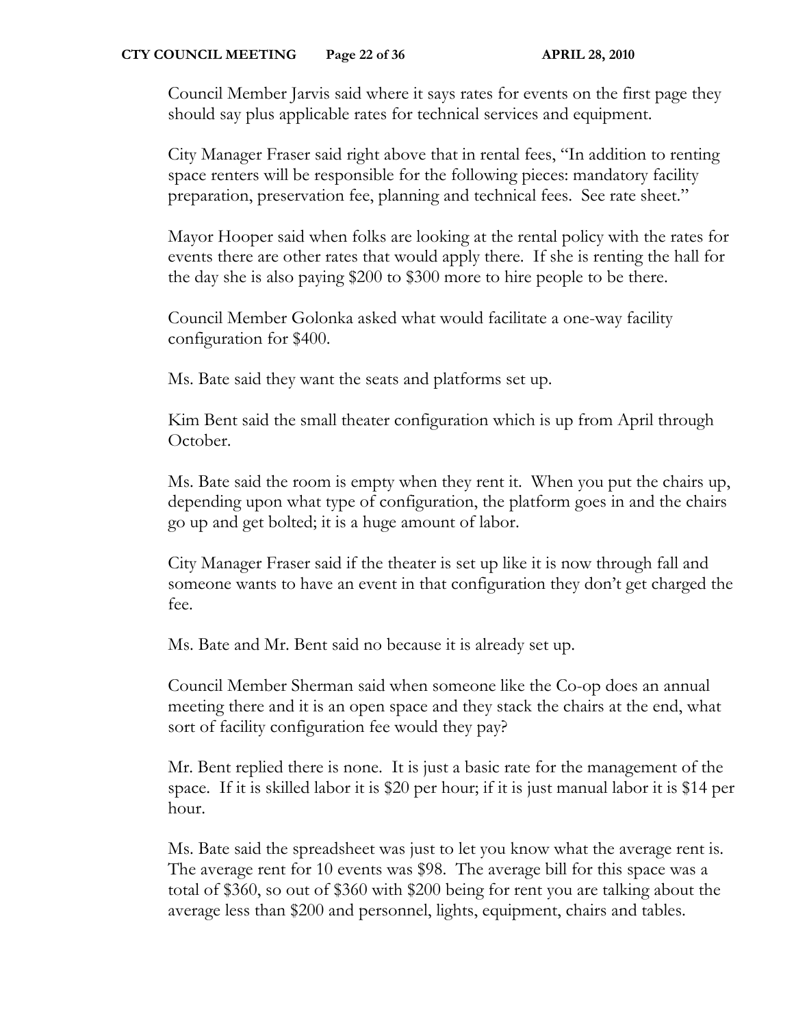Council Member Jarvis said where it says rates for events on the first page they should say plus applicable rates for technical services and equipment.

City Manager Fraser said right above that in rental fees, "In addition to renting space renters will be responsible for the following pieces: mandatory facility preparation, preservation fee, planning and technical fees. See rate sheet."

Mayor Hooper said when folks are looking at the rental policy with the rates for events there are other rates that would apply there. If she is renting the hall for the day she is also paying $200 to $300 more to hire people to be there.

Council Member Golonka asked what would facilitate a one-way facility configuration for $400.

Ms. Bate said they want the seats and platforms set up.

Kim Bent said the small theater configuration which is up from April through October.

Ms. Bate said the room is empty when they rent it. When you put the chairs up, depending upon what type of configuration, the platform goes in and the chairs go up and get bolted; it is a huge amount of labor.

City Manager Fraser said if the theater is set up like it is now through fall and someone wants to have an event in that configuration they don't get charged the fee.

Ms. Bate and Mr. Bent said no because it is already set up.

Council Member Sherman said when someone like the Co-op does an annual meeting there and it is an open space and they stack the chairs at the end, what sort of facility configuration fee would they pay?

Mr. Bent replied there is none. It is just a basic rate for the management of the space. If it is skilled labor it is $20 per hour; if it is just manual labor it is $14 per hour.

Ms. Bate said the spreadsheet was just to let you know what the average rent is. The average rent for 10 events was $98. The average bill for this space was a total of $360, so out of $360 with $200 being for rent you are talking about the average less than $200 and personnel, lights, equipment, chairs and tables.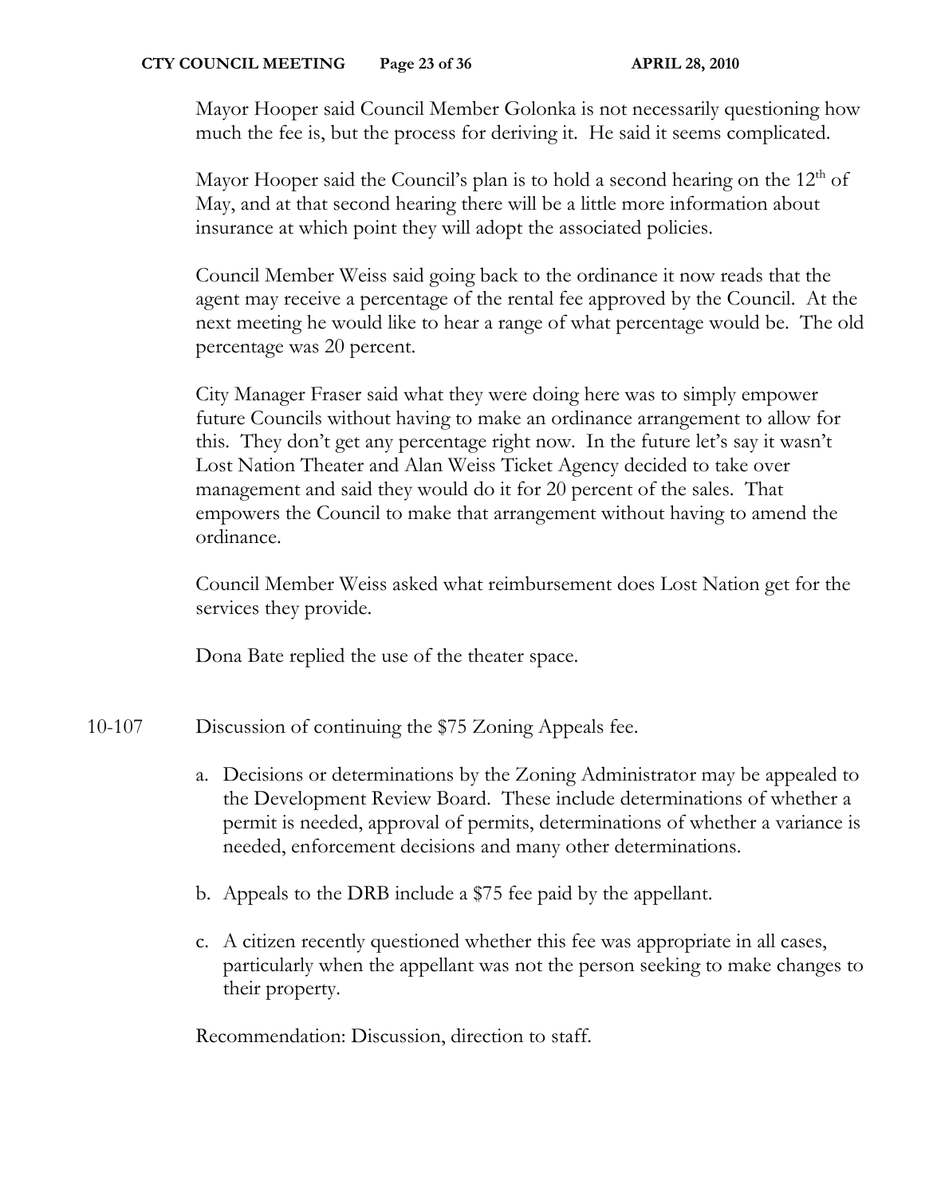Mayor Hooper said Council Member Golonka is not necessarily questioning how much the fee is, but the process for deriving it. He said it seems complicated.

Mayor Hooper said the Council's plan is to hold a second hearing on the 12th of May, and at that second hearing there will be a little more information about insurance at which point they will adopt the associated policies.

Council Member Weiss said going back to the ordinance it now reads that the agent may receive a percentage of the rental fee approved by the Council. At the next meeting he would like to hear a range of what percentage would be. The old percentage was 20 percent.

City Manager Fraser said what they were doing here was to simply empower future Councils without having to make an ordinance arrangement to allow for this. They don't get any percentage right now. In the future let's say it wasn't Lost Nation Theater and Alan Weiss Ticket Agency decided to take over management and said they would do it for 20 percent of the sales. That empowers the Council to make that arrangement without having to amend the ordinance.

Council Member Weiss asked what reimbursement does Lost Nation get for the services they provide.

Dona Bate replied the use of the theater space.

10-107 Discussion of continuing the $75 Zoning Appeals fee.

a. Decisions or determinations by the Zoning Administrator may be appealed to the Development Review Board. These include determinations of whether a permit is needed, approval of permits, determinations of whether a variance is needed, enforcement decisions and many other determinations.

b. Appeals to the DRB include a $75 fee paid by the appellant.

c. A citizen recently questioned whether this fee was appropriate in all cases, particularly when the appellant was not the person seeking to make changes to their property.

Recommendation: Discussion, direction to staff.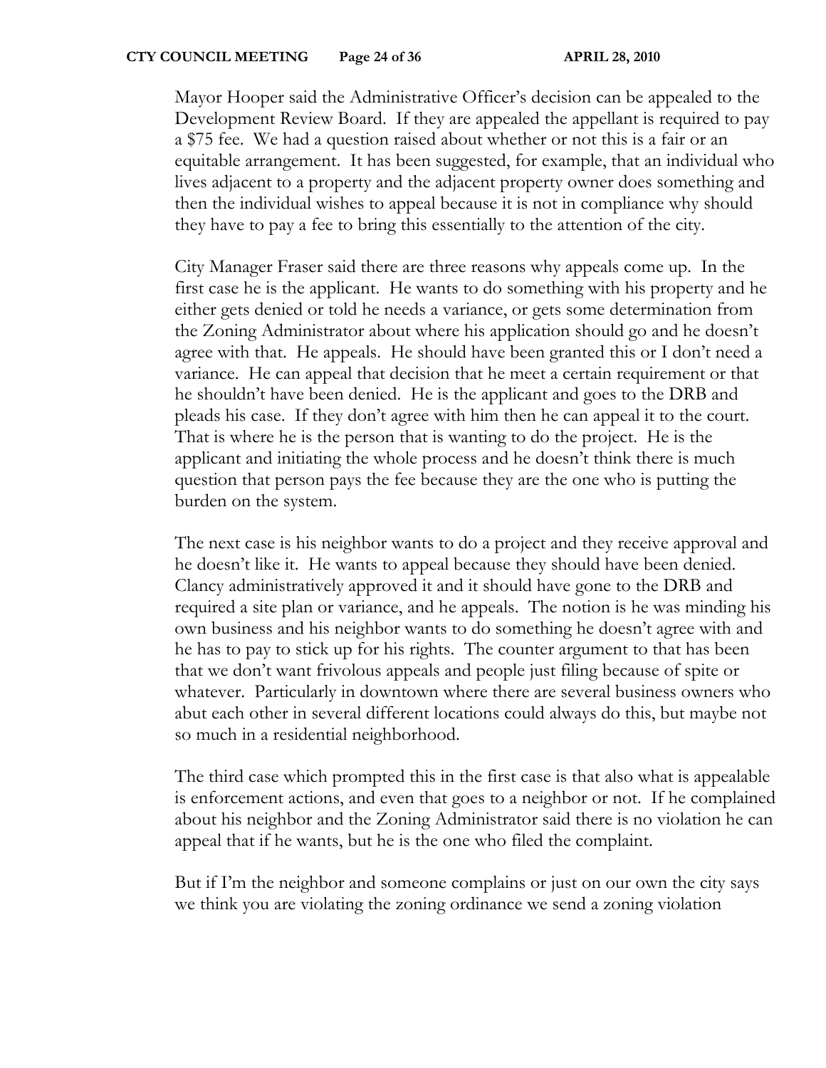Mayor Hooper said the Administrative Officer's decision can be appealed to the Development Review Board. If they are appealed the appellant is required to pay a $75 fee. We had a question raised about whether or not this is a fair or an equitable arrangement. It has been suggested, for example, that an individual who lives adjacent to a property and the adjacent property owner does something and then the individual wishes to appeal because it is not in compliance why should they have to pay a fee to bring this essentially to the attention of the city.

City Manager Fraser said there are three reasons why appeals come up. In the first case he is the applicant. He wants to do something with his property and he either gets denied or told he needs a variance, or gets some determination from the Zoning Administrator about where his application should go and he doesn't agree with that. He appeals. He should have been granted this or I don't need a variance. He can appeal that decision that he meet a certain requirement or that he shouldn't have been denied. He is the applicant and goes to the DRB and pleads his case. If they don't agree with him then he can appeal it to the court. That is where he is the person that is wanting to do the project. He is the applicant and initiating the whole process and he doesn't think there is much question that person pays the fee because they are the one who is putting the burden on the system.

The next case is his neighbor wants to do a project and they receive approval and he doesn't like it. He wants to appeal because they should have been denied. Clancy administratively approved it and it should have gone to the DRB and required a site plan or variance, and he appeals. The notion is he was minding his own business and his neighbor wants to do something he doesn't agree with and he has to pay to stick up for his rights. The counter argument to that has been that we don't want frivolous appeals and people just filing because of spite or whatever. Particularly in downtown where there are several business owners who abut each other in several different locations could always do this, but maybe not so much in a residential neighborhood.

The third case which prompted this in the first case is that also what is appealable is enforcement actions, and even that goes to a neighbor or not. If he complained about his neighbor and the Zoning Administrator said there is no violation he can appeal that if he wants, but he is the one who filed the complaint.

But if I'm the neighbor and someone complains or just on our own the city says we think you are violating the zoning ordinance we send a zoning violation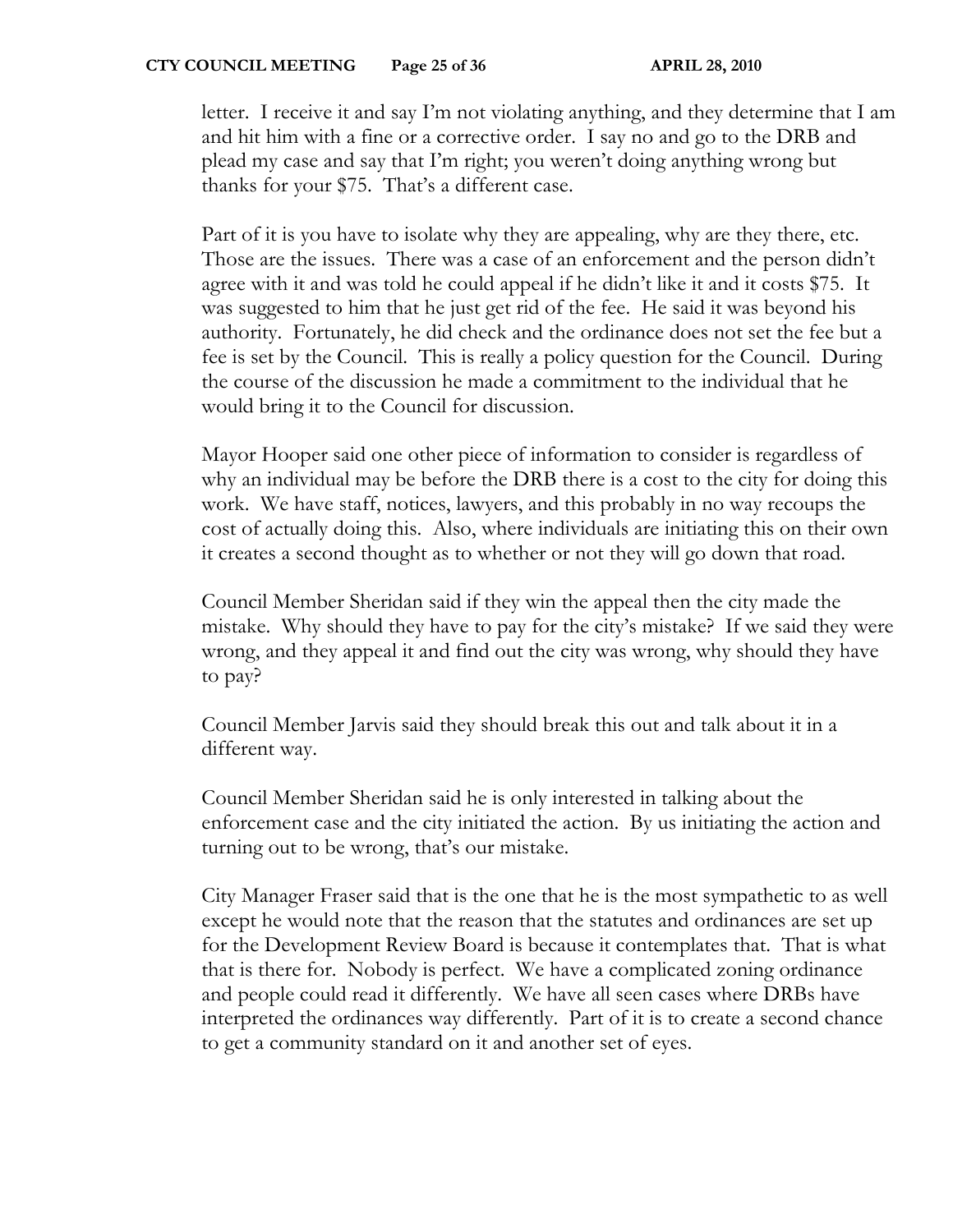letter. I receive it and say I'm not violating anything, and they determine that I am and hit him with a fine or a corrective order. I say no and go to the DRB and plead my case and say that I'm right; you weren't doing anything wrong but thanks for your $75. That's a different case.

Part of it is you have to isolate why they are appealing, why are they there, etc. Those are the issues. There was a case of an enforcement and the person didn't agree with it and was told he could appeal if he didn't like it and it costs $75. It was suggested to him that he just get rid of the fee. He said it was beyond his authority. Fortunately, he did check and the ordinance does not set the fee but a fee is set by the Council. This is really a policy question for the Council. During the course of the discussion he made a commitment to the individual that he would bring it to the Council for discussion.

Mayor Hooper said one other piece of information to consider is regardless of why an individual may be before the DRB there is a cost to the city for doing this work. We have staff, notices, lawyers, and this probably in no way recoups the cost of actually doing this. Also, where individuals are initiating this on their own it creates a second thought as to whether or not they will go down that road.

Council Member Sheridan said if they win the appeal then the city made the mistake. Why should they have to pay for the city's mistake? If we said they were wrong, and they appeal it and find out the city was wrong, why should they have to pay?

Council Member Jarvis said they should break this out and talk about it in a different way.

Council Member Sheridan said he is only interested in talking about the enforcement case and the city initiated the action. By us initiating the action and turning out to be wrong, that's our mistake.

City Manager Fraser said that is the one that he is the most sympathetic to as well except he would note that the reason that the statutes and ordinances are set up for the Development Review Board is because it contemplates that. That is what that is there for. Nobody is perfect. We have a complicated zoning ordinance and people could read it differently. We have all seen cases where DRBs have interpreted the ordinances way differently. Part of it is to create a second chance to get a community standard on it and another set of eyes.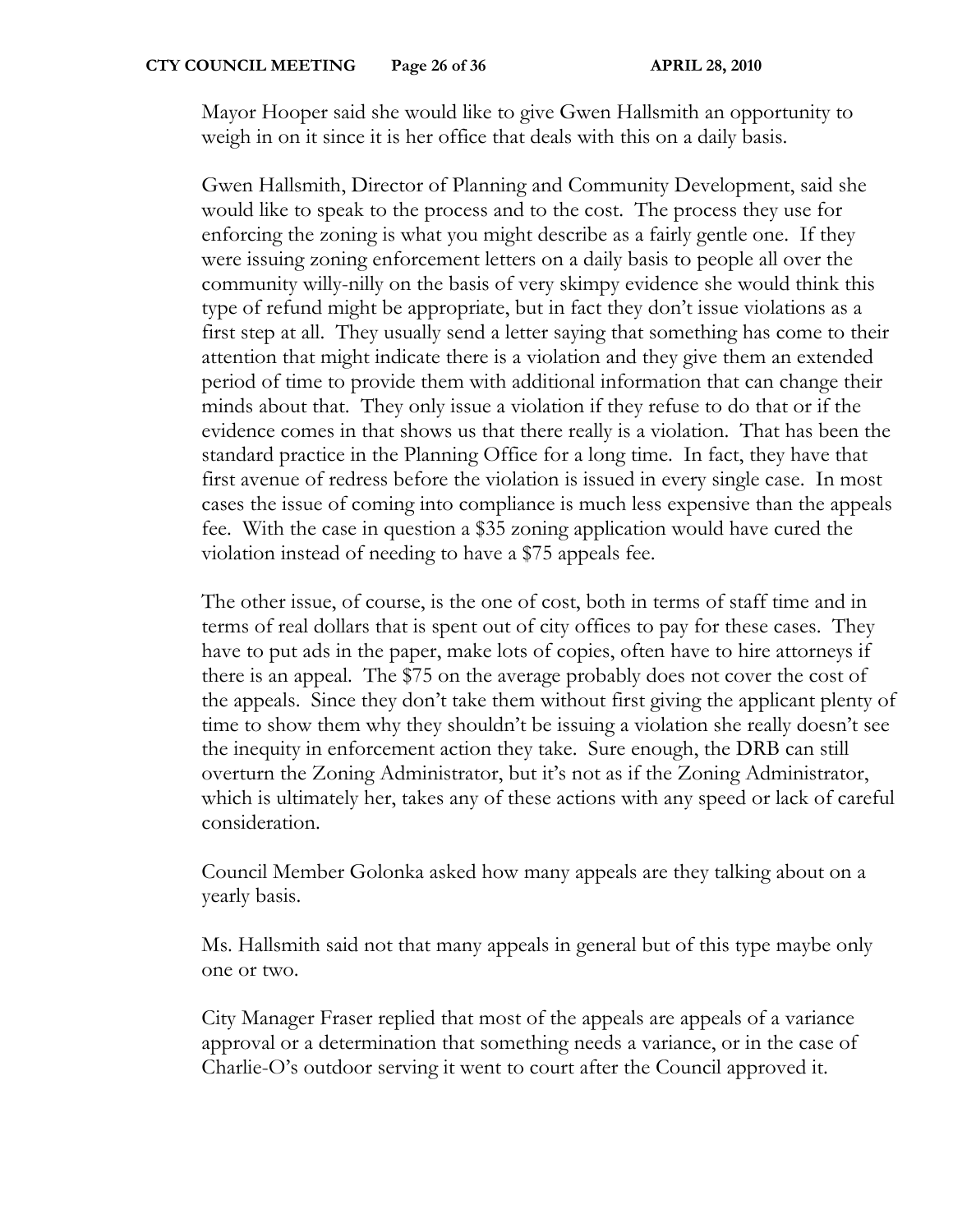Mayor Hooper said she would like to give Gwen Hallsmith an opportunity to weigh in on it since it is her office that deals with this on a daily basis.

Gwen Hallsmith, Director of Planning and Community Development, said she would like to speak to the process and to the cost. The process they use for enforcing the zoning is what you might describe as a fairly gentle one. If they were issuing zoning enforcement letters on a daily basis to people all over the community willy-nilly on the basis of very skimpy evidence she would think this type of refund might be appropriate, but in fact they don't issue violations as a first step at all. They usually send a letter saying that something has come to their attention that might indicate there is a violation and they give them an extended period of time to provide them with additional information that can change their minds about that. They only issue a violation if they refuse to do that or if the evidence comes in that shows us that there really is a violation. That has been the standard practice in the Planning Office for a long time. In fact, they have that first avenue of redress before the violation is issued in every single case. In most cases the issue of coming into compliance is much less expensive than the appeals fee. With the case in question a $35 zoning application would have cured the violation instead of needing to have a $75 appeals fee.

The other issue, of course, is the one of cost, both in terms of staff time and in terms of real dollars that is spent out of city offices to pay for these cases. They have to put ads in the paper, make lots of copies, often have to hire attorneys if there is an appeal. The $75 on the average probably does not cover the cost of the appeals. Since they don't take them without first giving the applicant plenty of time to show them why they shouldn't be issuing a violation she really doesn't see the inequity in enforcement action they take. Sure enough, the DRB can still overturn the Zoning Administrator, but it's not as if the Zoning Administrator, which is ultimately her, takes any of these actions with any speed or lack of careful consideration.

Council Member Golonka asked how many appeals are they talking about on a yearly basis.

Ms. Hallsmith said not that many appeals in general but of this type maybe only one or two.

City Manager Fraser replied that most of the appeals are appeals of a variance approval or a determination that something needs a variance, or in the case of Charlie-O's outdoor serving it went to court after the Council approved it.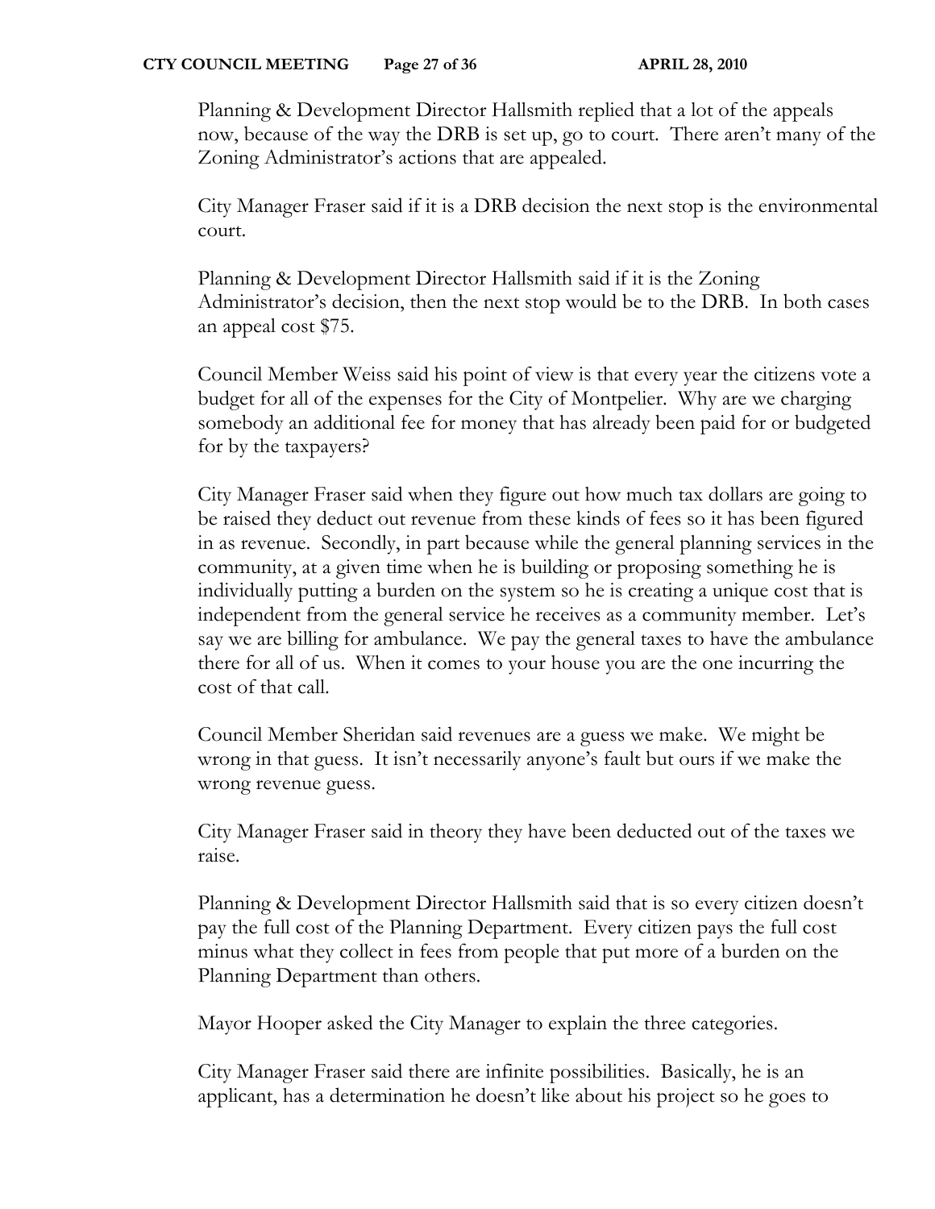Planning & Development Director Hallsmith replied that a lot of the appeals now, because of the way the DRB is set up, go to court. There aren't many of the Zoning Administrator's actions that are appealed.

City Manager Fraser said if it is a DRB decision the next stop is the environmental court.

Planning & Development Director Hallsmith said if it is the Zoning Administrator's decision, then the next stop would be to the DRB. In both cases an appeal cost $75.

Council Member Weiss said his point of view is that every year the citizens vote a budget for all of the expenses for the City of Montpelier. Why are we charging somebody an additional fee for money that has already been paid for or budgeted for by the taxpayers?

City Manager Fraser said when they figure out how much tax dollars are going to be raised they deduct out revenue from these kinds of fees so it has been figured in as revenue. Secondly, in part because while the general planning services in the community, at a given time when he is building or proposing something he is individually putting a burden on the system so he is creating a unique cost that is independent from the general service he receives as a community member. Let's say we are billing for ambulance. We pay the general taxes to have the ambulance there for all of us. When it comes to your house you are the one incurring the cost of that call.

Council Member Sheridan said revenues are a guess we make. We might be wrong in that guess. It isn't necessarily anyone's fault but ours if we make the wrong revenue guess.

City Manager Fraser said in theory they have been deducted out of the taxes we raise.

Planning & Development Director Hallsmith said that is so every citizen doesn't pay the full cost of the Planning Department. Every citizen pays the full cost minus what they collect in fees from people that put more of a burden on the Planning Department than others.

Mayor Hooper asked the City Manager to explain the three categories.

City Manager Fraser said there are infinite possibilities. Basically, he is an applicant, has a determination he doesn't like about his project so he goes to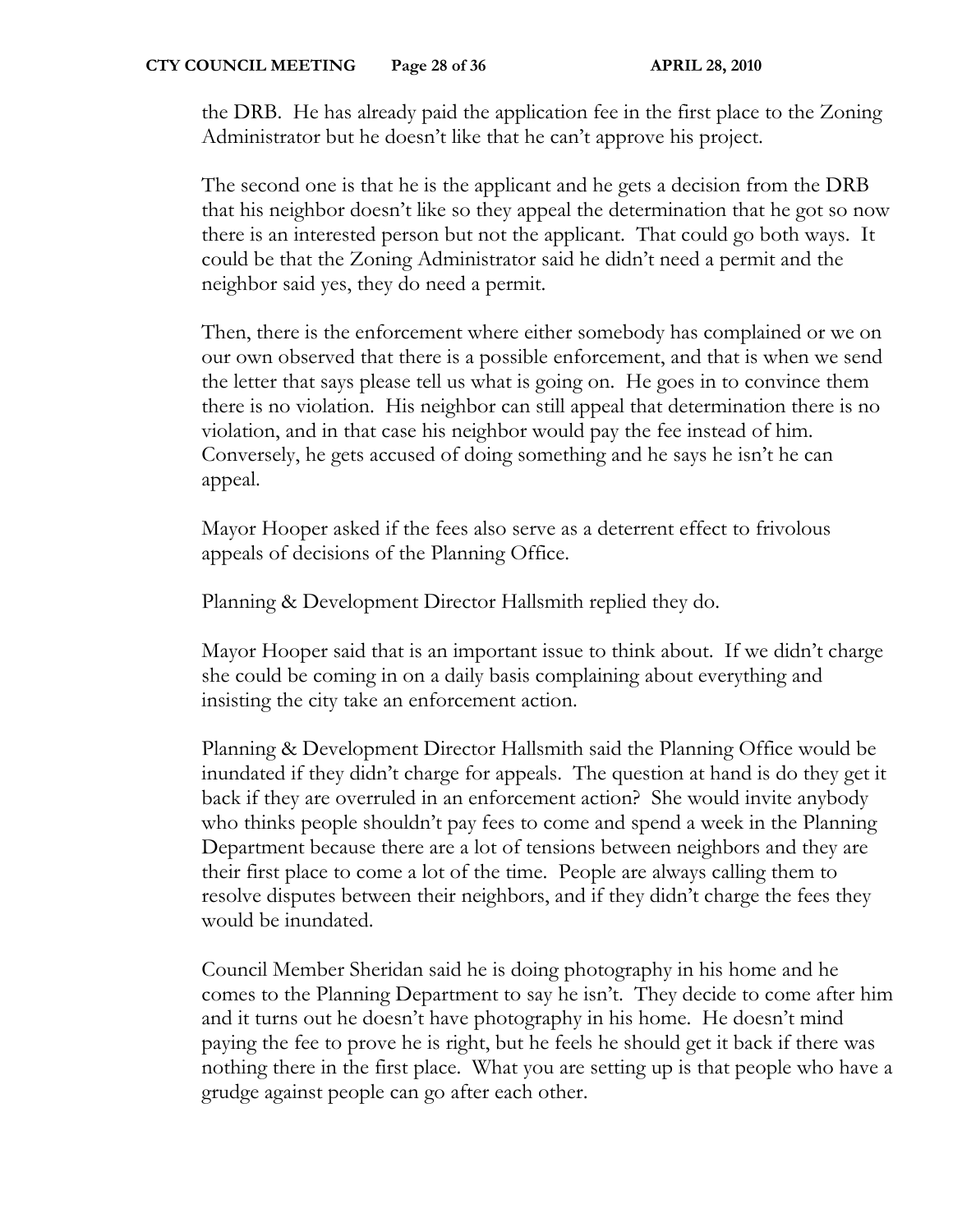the DRB. He has already paid the application fee in the first place to the Zoning Administrator but he doesn't like that he can't approve his project.

The second one is that he is the applicant and he gets a decision from the DRB that his neighbor doesn't like so they appeal the determination that he got so now there is an interested person but not the applicant. That could go both ways. It could be that the Zoning Administrator said he didn't need a permit and the neighbor said yes, they do need a permit.

Then, there is the enforcement where either somebody has complained or we on our own observed that there is a possible enforcement, and that is when we send the letter that says please tell us what is going on. He goes in to convince them there is no violation. His neighbor can still appeal that determination there is no violation, and in that case his neighbor would pay the fee instead of him. Conversely, he gets accused of doing something and he says he isn't he can appeal.

Mayor Hooper asked if the fees also serve as a deterrent effect to frivolous appeals of decisions of the Planning Office.

Planning & Development Director Hallsmith replied they do.

Mayor Hooper said that is an important issue to think about. If we didn't charge she could be coming in on a daily basis complaining about everything and insisting the city take an enforcement action.

Planning & Development Director Hallsmith said the Planning Office would be inundated if they didn't charge for appeals. The question at hand is do they get it back if they are overruled in an enforcement action? She would invite anybody who thinks people shouldn't pay fees to come and spend a week in the Planning Department because there are a lot of tensions between neighbors and they are their first place to come a lot of the time. People are always calling them to resolve disputes between their neighbors, and if they didn't charge the fees they would be inundated.

Council Member Sheridan said he is doing photography in his home and he comes to the Planning Department to say he isn't. They decide to come after him and it turns out he doesn't have photography in his home. He doesn't mind paying the fee to prove he is right, but he feels he should get it back if there was nothing there in the first place. What you are setting up is that people who have a grudge against people can go after each other.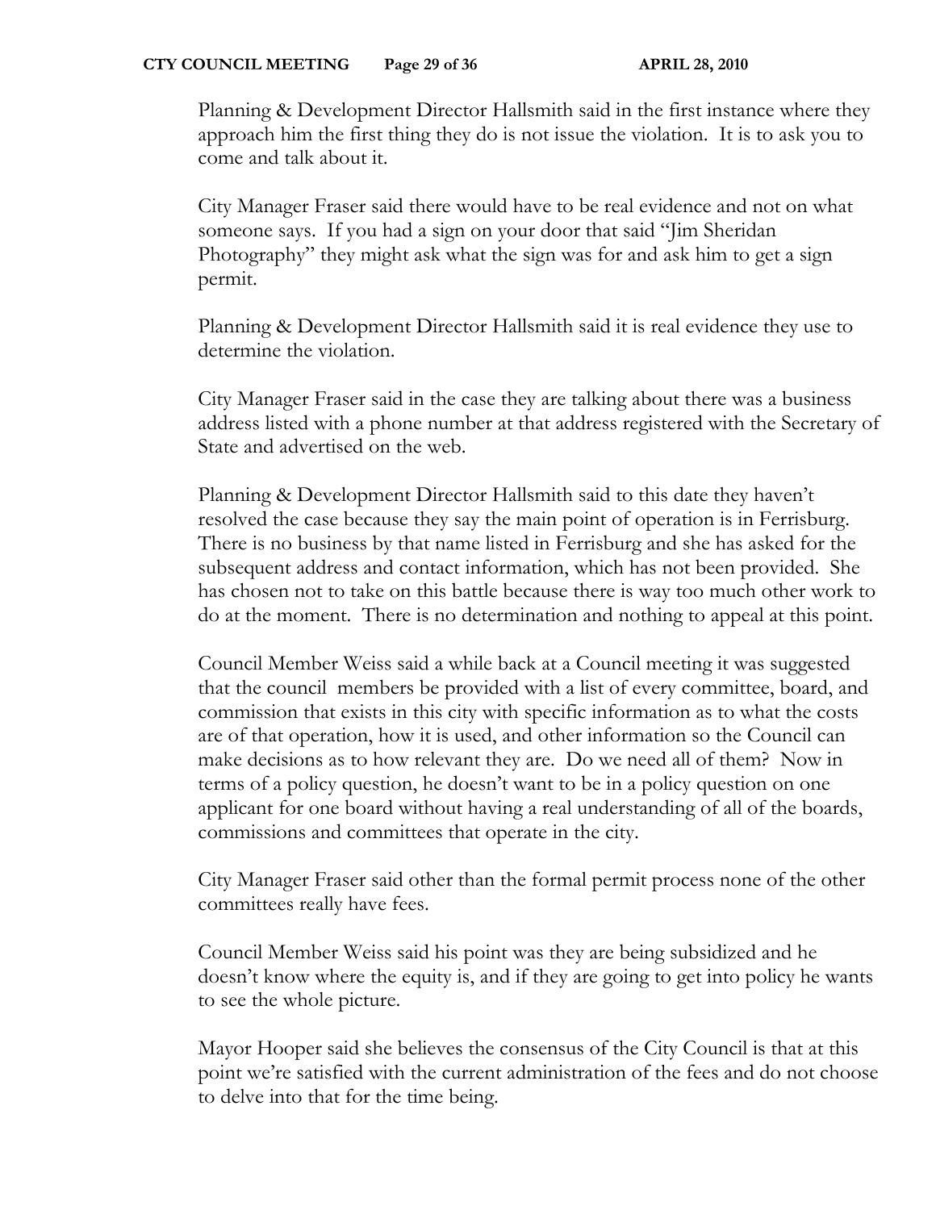Planning & Development Director Hallsmith said in the first instance where they approach him the first thing they do is not issue the violation. It is to ask you to come and talk about it.

City Manager Fraser said there would have to be real evidence and not on what someone says. If you had a sign on your door that said "Jim Sheridan Photography" they might ask what the sign was for and ask him to get a sign permit.

Planning & Development Director Hallsmith said it is real evidence they use to determine the violation.

City Manager Fraser said in the case they are talking about there was a business address listed with a phone number at that address registered with the Secretary of State and advertised on the web.

Planning & Development Director Hallsmith said to this date they haven't resolved the case because they say the main point of operation is in Ferrisburg. There is no business by that name listed in Ferrisburg and she has asked for the subsequent address and contact information, which has not been provided. She has chosen not to take on this battle because there is way too much other work to do at the moment. There is no determination and nothing to appeal at this point.

Council Member Weiss said a while back at a Council meeting it was suggested that the council members be provided with a list of every committee, board, and commission that exists in this city with specific information as to what the costs are of that operation, how it is used, and other information so the Council can make decisions as to how relevant they are. Do we need all of them? Now in terms of a policy question, he doesn't want to be in a policy question on one applicant for one board without having a real understanding of all of the boards, commissions and committees that operate in the city.

City Manager Fraser said other than the formal permit process none of the other committees really have fees.

Council Member Weiss said his point was they are being subsidized and he doesn't know where the equity is, and if they are going to get into policy he wants to see the whole picture.

Mayor Hooper said she believes the consensus of the City Council is that at this point we're satisfied with the current administration of the fees and do not choose to delve into that for the time being.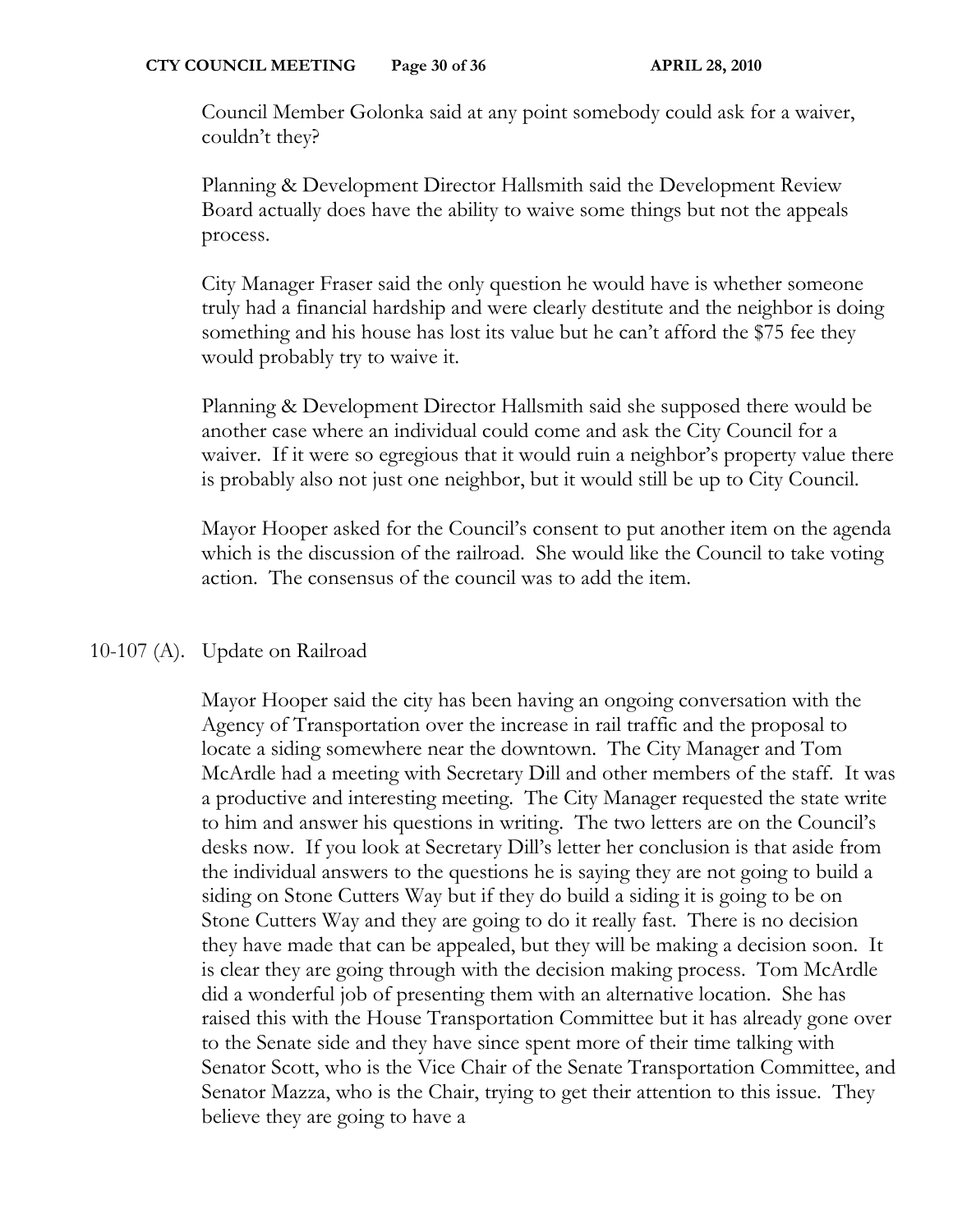Council Member Golonka said at any point somebody could ask for a waiver, couldn't they?

Planning & Development Director Hallsmith said the Development Review Board actually does have the ability to waive some things but not the appeals process.

City Manager Fraser said the only question he would have is whether someone truly had a financial hardship and were clearly destitute and the neighbor is doing something and his house has lost its value but he can't afford the $75 fee they would probably try to waive it.

Planning & Development Director Hallsmith said she supposed there would be another case where an individual could come and ask the City Council for a waiver. If it were so egregious that it would ruin a neighbor's property value there is probably also not just one neighbor, but it would still be up to City Council.

Mayor Hooper asked for the Council's consent to put another item on the agenda which is the discussion of the railroad. She would like the Council to take voting action. The consensus of the council was to add the item.

10-107 (A). Update on Railroad

Mayor Hooper said the city has been having an ongoing conversation with the Agency of Transportation over the increase in rail traffic and the proposal to locate a siding somewhere near the downtown. The City Manager and Tom McArdle had a meeting with Secretary Dill and other members of the staff. It was a productive and interesting meeting. The City Manager requested the state write to him and answer his questions in writing. The two letters are on the Council's desks now. If you look at Secretary Dill's letter her conclusion is that aside from the individual answers to the questions he is saying they are not going to build a siding on Stone Cutters Way but if they do build a siding it is going to be on Stone Cutters Way and they are going to do it really fast. There is no decision they have made that can be appealed, but they will be making a decision soon. It is clear they are going through with the decision making process. Tom McArdle did a wonderful job of presenting them with an alternative location. She has raised this with the House Transportation Committee but it has already gone over to the Senate side and they have since spent more of their time talking with Senator Scott, who is the Vice Chair of the Senate Transportation Committee, and Senator Mazza, who is the Chair, trying to get their attention to this issue. They believe they are going to have a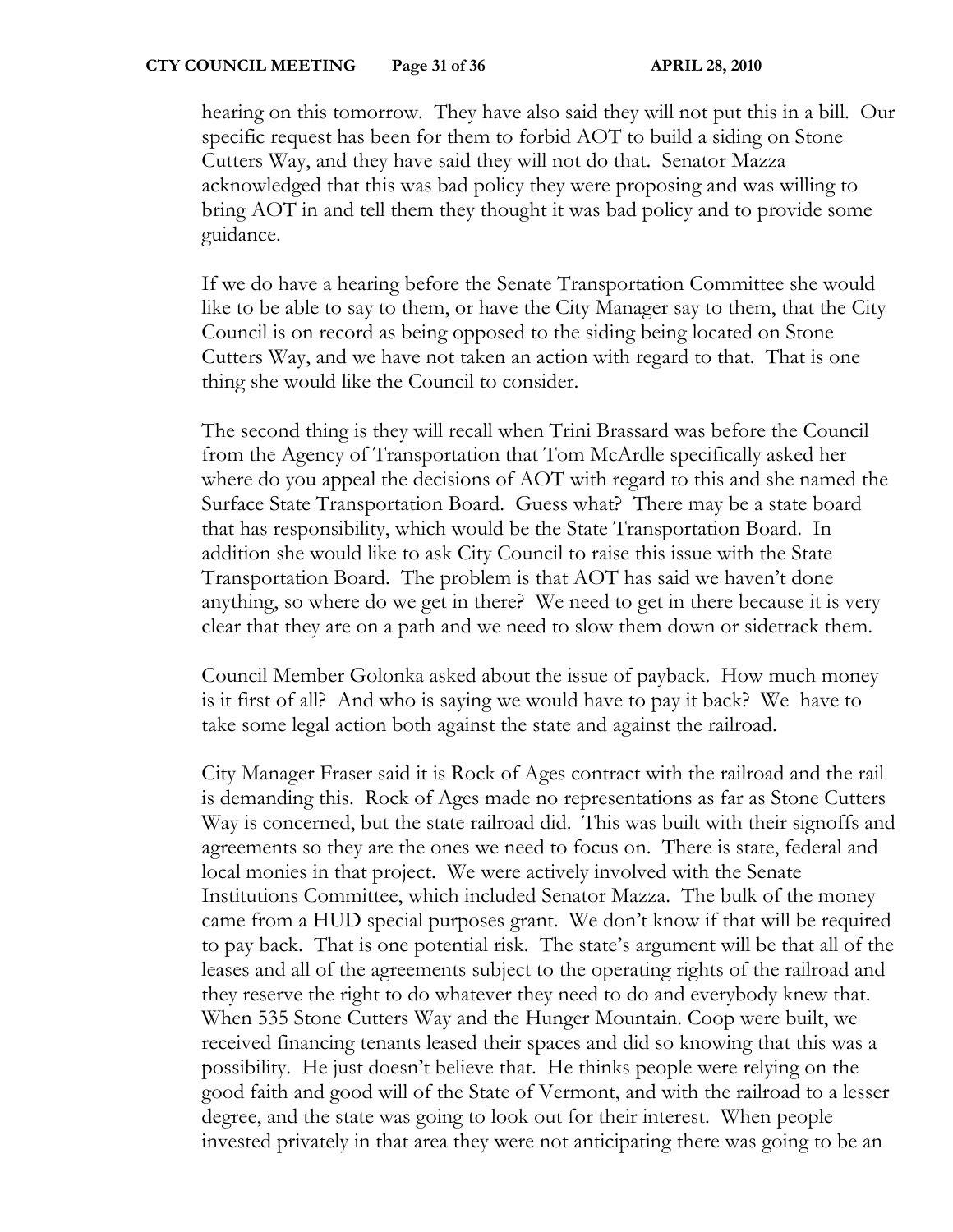hearing on this tomorrow. They have also said they will not put this in a bill. Our specific request has been for them to forbid AOT to build a siding on Stone Cutters Way, and they have said they will not do that. Senator Mazza acknowledged that this was bad policy they were proposing and was willing to bring AOT in and tell them they thought it was bad policy and to provide some guidance.

If we do have a hearing before the Senate Transportation Committee she would like to be able to say to them, or have the City Manager say to them, that the City Council is on record as being opposed to the siding being located on Stone Cutters Way, and we have not taken an action with regard to that. That is one thing she would like the Council to consider.

The second thing is they will recall when Trini Brassard was before the Council from the Agency of Transportation that Tom McArdle specifically asked her where do you appeal the decisions of AOT with regard to this and she named the Surface State Transportation Board. Guess what? There may be a state board that has responsibility, which would be the State Transportation Board. In addition she would like to ask City Council to raise this issue with the State Transportation Board. The problem is that AOT has said we haven't done anything, so where do we get in there? We need to get in there because it is very clear that they are on a path and we need to slow them down or sidetrack them.

Council Member Golonka asked about the issue of payback. How much money is it first of all? And who is saying we would have to pay it back? We have to take some legal action both against the state and against the railroad.

City Manager Fraser said it is Rock of Ages contract with the railroad and the rail is demanding this. Rock of Ages made no representations as far as Stone Cutters Way is concerned, but the state railroad did. This was built with their signoffs and agreements so they are the ones we need to focus on. There is state, federal and local monies in that project. We were actively involved with the Senate Institutions Committee, which included Senator Mazza. The bulk of the money came from a HUD special purposes grant. We don't know if that will be required to pay back. That is one potential risk. The state's argument will be that all of the leases and all of the agreements subject to the operating rights of the railroad and they reserve the right to do whatever they need to do and everybody knew that. When 535 Stone Cutters Way and the Hunger Mountain. Coop were built, we received financing tenants leased their spaces and did so knowing that this was a possibility. He just doesn't believe that. He thinks people were relying on the good faith and good will of the State of Vermont, and with the railroad to a lesser degree, and the state was going to look out for their interest. When people invested privately in that area they were not anticipating there was going to be an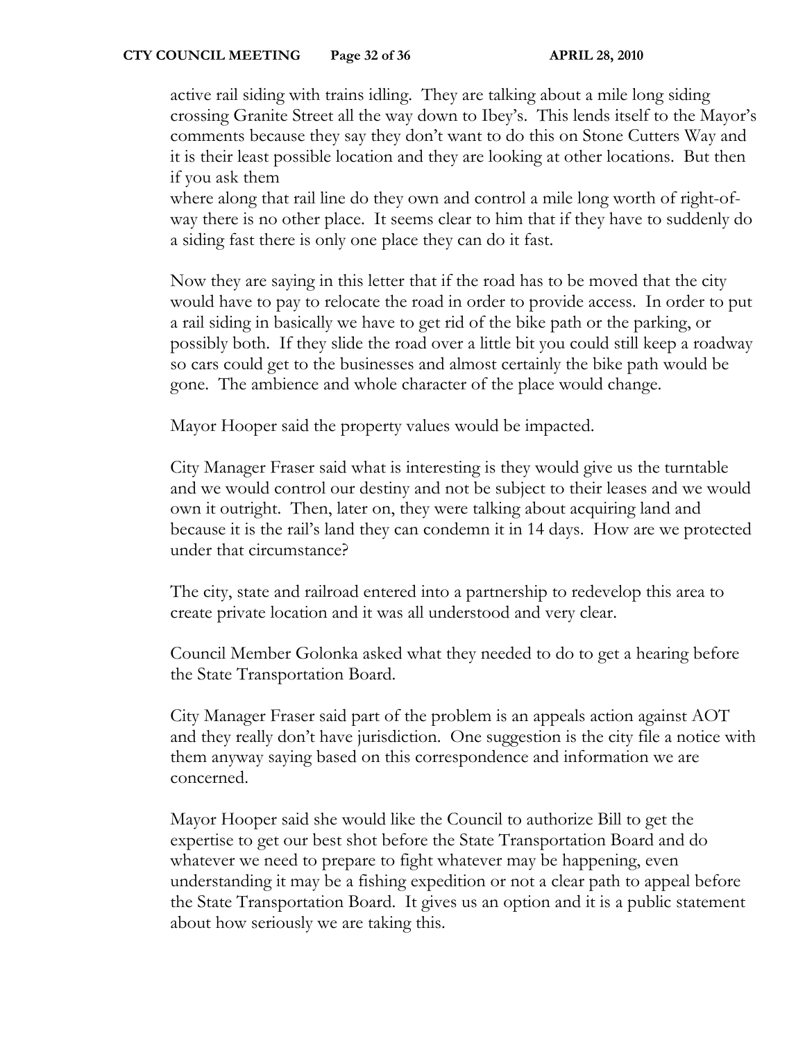active rail siding with trains idling. They are talking about a mile long siding crossing Granite Street all the way down to Ibey's. This lends itself to the Mayor's comments because they say they don't want to do this on Stone Cutters Way and it is their least possible location and they are looking at other locations. But then if you ask them where along that rail line do they own and control a mile long worth of right-of-way there is no other place. It seems clear to him that if they have to suddenly do a siding fast there is only one place they can do it fast.

Now they are saying in this letter that if the road has to be moved that the city would have to pay to relocate the road in order to provide access. In order to put a rail siding in basically we have to get rid of the bike path or the parking, or possibly both. If they slide the road over a little bit you could still keep a roadway so cars could get to the businesses and almost certainly the bike path would be gone. The ambience and whole character of the place would change.

Mayor Hooper said the property values would be impacted.

City Manager Fraser said what is interesting is they would give us the turntable and we would control our destiny and not be subject to their leases and we would own it outright. Then, later on, they were talking about acquiring land and because it is the rail's land they can condemn it in 14 days. How are we protected under that circumstance?

The city, state and railroad entered into a partnership to redevelop this area to create private location and it was all understood and very clear.

Council Member Golonka asked what they needed to do to get a hearing before the State Transportation Board.

City Manager Fraser said part of the problem is an appeals action against AOT and they really don't have jurisdiction. One suggestion is the city file a notice with them anyway saying based on this correspondence and information we are concerned.

Mayor Hooper said she would like the Council to authorize Bill to get the expertise to get our best shot before the State Transportation Board and do whatever we need to prepare to fight whatever may be happening, even understanding it may be a fishing expedition or not a clear path to appeal before the State Transportation Board. It gives us an option and it is a public statement about how seriously we are taking this.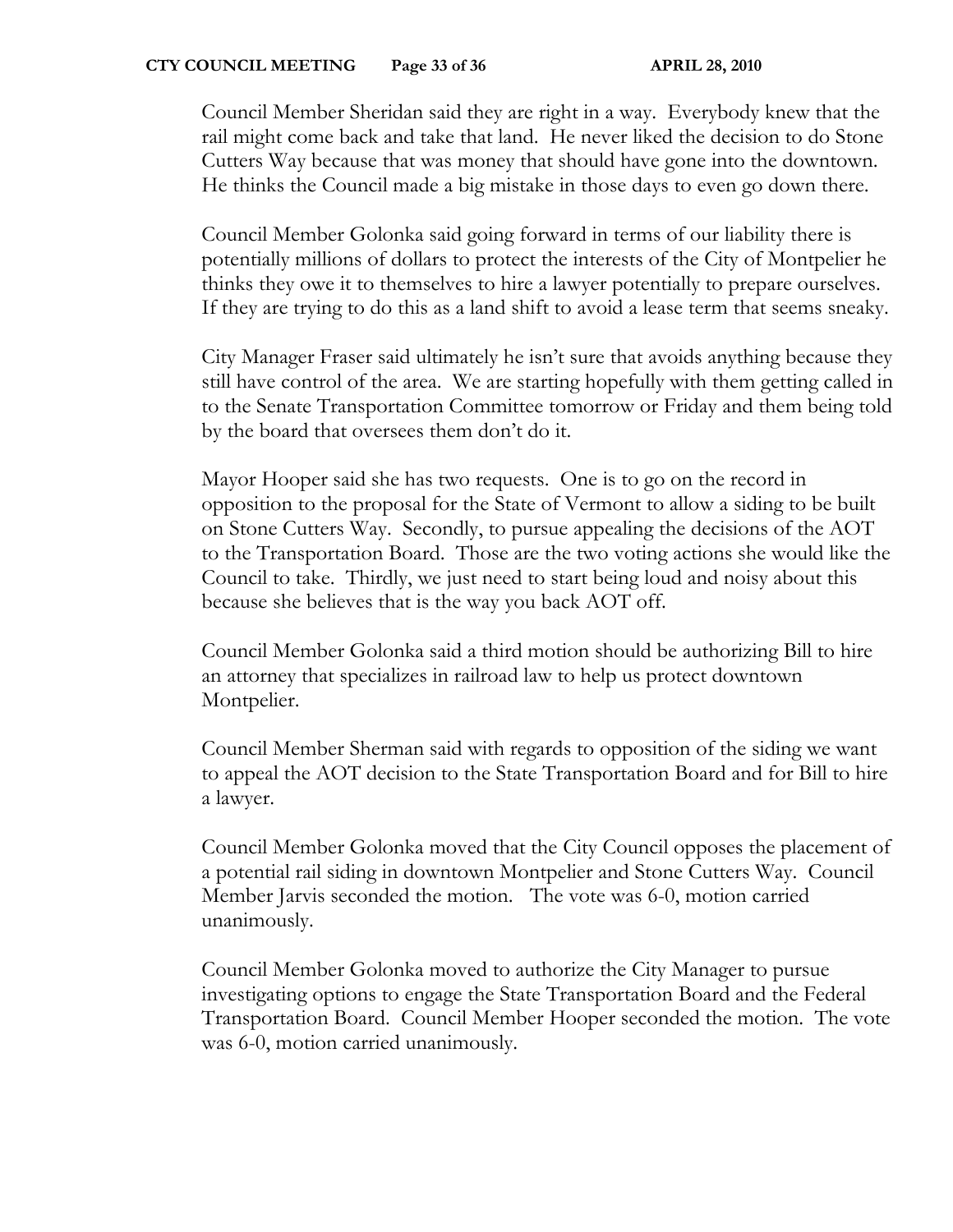Council Member Sheridan said they are right in a way. Everybody knew that the rail might come back and take that land. He never liked the decision to do Stone Cutters Way because that was money that should have gone into the downtown. He thinks the Council made a big mistake in those days to even go down there.

Council Member Golonka said going forward in terms of our liability there is potentially millions of dollars to protect the interests of the City of Montpelier he thinks they owe it to themselves to hire a lawyer potentially to prepare ourselves. If they are trying to do this as a land shift to avoid a lease term that seems sneaky.

City Manager Fraser said ultimately he isn't sure that avoids anything because they still have control of the area. We are starting hopefully with them getting called in to the Senate Transportation Committee tomorrow or Friday and them being told by the board that oversees them don't do it.

Mayor Hooper said she has two requests. One is to go on the record in opposition to the proposal for the State of Vermont to allow a siding to be built on Stone Cutters Way. Secondly, to pursue appealing the decisions of the AOT to the Transportation Board. Those are the two voting actions she would like the Council to take. Thirdly, we just need to start being loud and noisy about this because she believes that is the way you back AOT off.

Council Member Golonka said a third motion should be authorizing Bill to hire an attorney that specializes in railroad law to help us protect downtown Montpelier.

Council Member Sherman said with regards to opposition of the siding we want to appeal the AOT decision to the State Transportation Board and for Bill to hire a lawyer.

Council Member Golonka moved that the City Council opposes the placement of a potential rail siding in downtown Montpelier and Stone Cutters Way. Council Member Jarvis seconded the motion. The vote was 6-0, motion carried unanimously.

Council Member Golonka moved to authorize the City Manager to pursue investigating options to engage the State Transportation Board and the Federal Transportation Board. Council Member Hooper seconded the motion. The vote was 6-0, motion carried unanimously.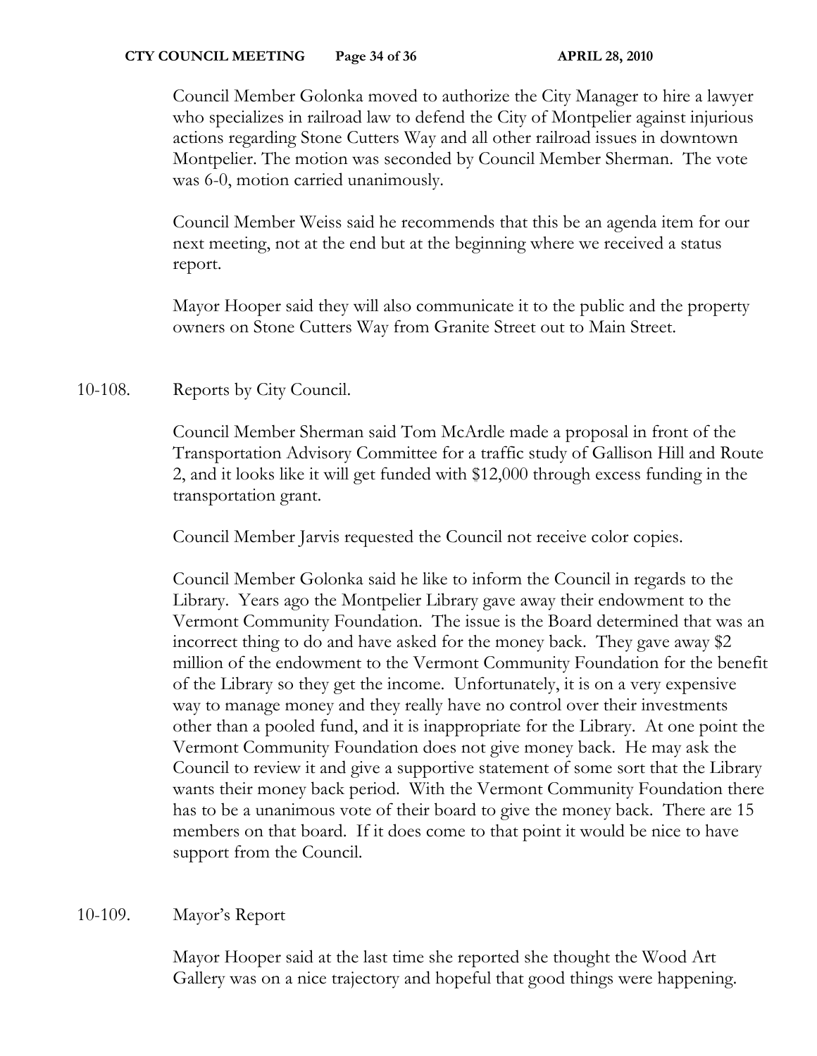Council Member Golonka moved to authorize the City Manager to hire a lawyer who specializes in railroad law to defend the City of Montpelier against injurious actions regarding Stone Cutters Way and all other railroad issues in downtown Montpelier. The motion was seconded by Council Member Sherman. The vote was 6-0, motion carried unanimously.

Council Member Weiss said he recommends that this be an agenda item for our next meeting, not at the end but at the beginning where we received a status report.

Mayor Hooper said they will also communicate it to the public and the property owners on Stone Cutters Way from Granite Street out to Main Street.

10-108. Reports by City Council.

Council Member Sherman said Tom McArdle made a proposal in front of the Transportation Advisory Committee for a traffic study of Gallison Hill and Route 2, and it looks like it will get funded with $12,000 through excess funding in the transportation grant.

Council Member Jarvis requested the Council not receive color copies.

Council Member Golonka said he like to inform the Council in regards to the Library. Years ago the Montpelier Library gave away their endowment to the Vermont Community Foundation. The issue is the Board determined that was an incorrect thing to do and have asked for the money back. They gave away $2 million of the endowment to the Vermont Community Foundation for the benefit of the Library so they get the income. Unfortunately, it is on a very expensive way to manage money and they really have no control over their investments other than a pooled fund, and it is inappropriate for the Library. At one point the Vermont Community Foundation does not give money back. He may ask the Council to review it and give a supportive statement of some sort that the Library wants their money back period. With the Vermont Community Foundation there has to be a unanimous vote of their board to give the money back. There are 15 members on that board. If it does come to that point it would be nice to have support from the Council.

10-109. Mayor's Report

Mayor Hooper said at the last time she reported she thought the Wood Art Gallery was on a nice trajectory and hopeful that good things were happening.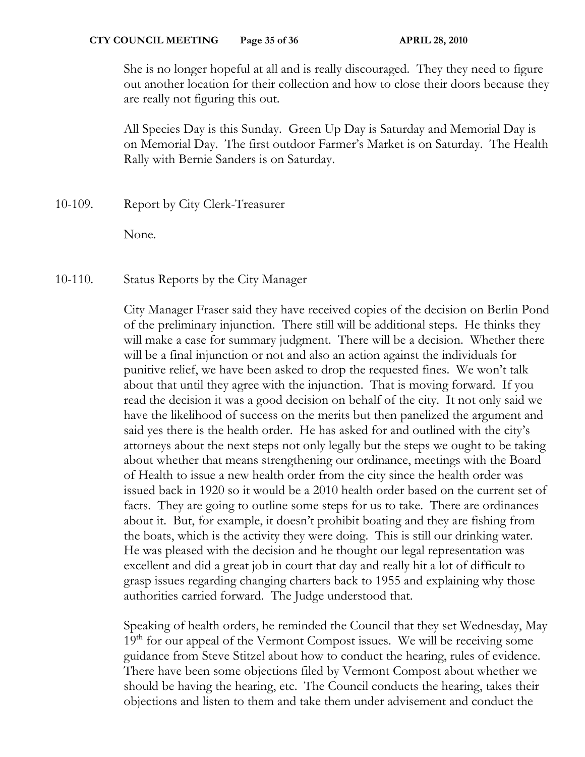She is no longer hopeful at all and is really discouraged. They they need to figure out another location for their collection and how to close their doors because they are really not figuring this out.

All Species Day is this Sunday. Green Up Day is Saturday and Memorial Day is on Memorial Day. The first outdoor Farmer's Market is on Saturday. The Health Rally with Bernie Sanders is on Saturday.

10-109. Report by City Clerk-Treasurer

None.

10-110. Status Reports by the City Manager

City Manager Fraser said they have received copies of the decision on Berlin Pond of the preliminary injunction. There still will be additional steps. He thinks they will make a case for summary judgment. There will be a decision. Whether there will be a final injunction or not and also an action against the individuals for punitive relief, we have been asked to drop the requested fines. We won't talk about that until they agree with the injunction. That is moving forward. If you read the decision it was a good decision on behalf of the city. It not only said we have the likelihood of success on the merits but then panelized the argument and said yes there is the health order. He has asked for and outlined with the city's attorneys about the next steps not only legally but the steps we ought to be taking about whether that means strengthening our ordinance, meetings with the Board of Health to issue a new health order from the city since the health order was issued back in 1920 so it would be a 2010 health order based on the current set of facts. They are going to outline some steps for us to take. There are ordinances about it. But, for example, it doesn't prohibit boating and they are fishing from the boats, which is the activity they were doing. This is still our drinking water. He was pleased with the decision and he thought our legal representation was excellent and did a great job in court that day and really hit a lot of difficult to grasp issues regarding changing charters back to 1955 and explaining why those authorities carried forward. The Judge understood that.

Speaking of health orders, he reminded the Council that they set Wednesday, May 19th for our appeal of the Vermont Compost issues. We will be receiving some guidance from Steve Stitzel about how to conduct the hearing, rules of evidence. There have been some objections filed by Vermont Compost about whether we should be having the hearing, etc. The Council conducts the hearing, takes their objections and listen to them and take them under advisement and conduct the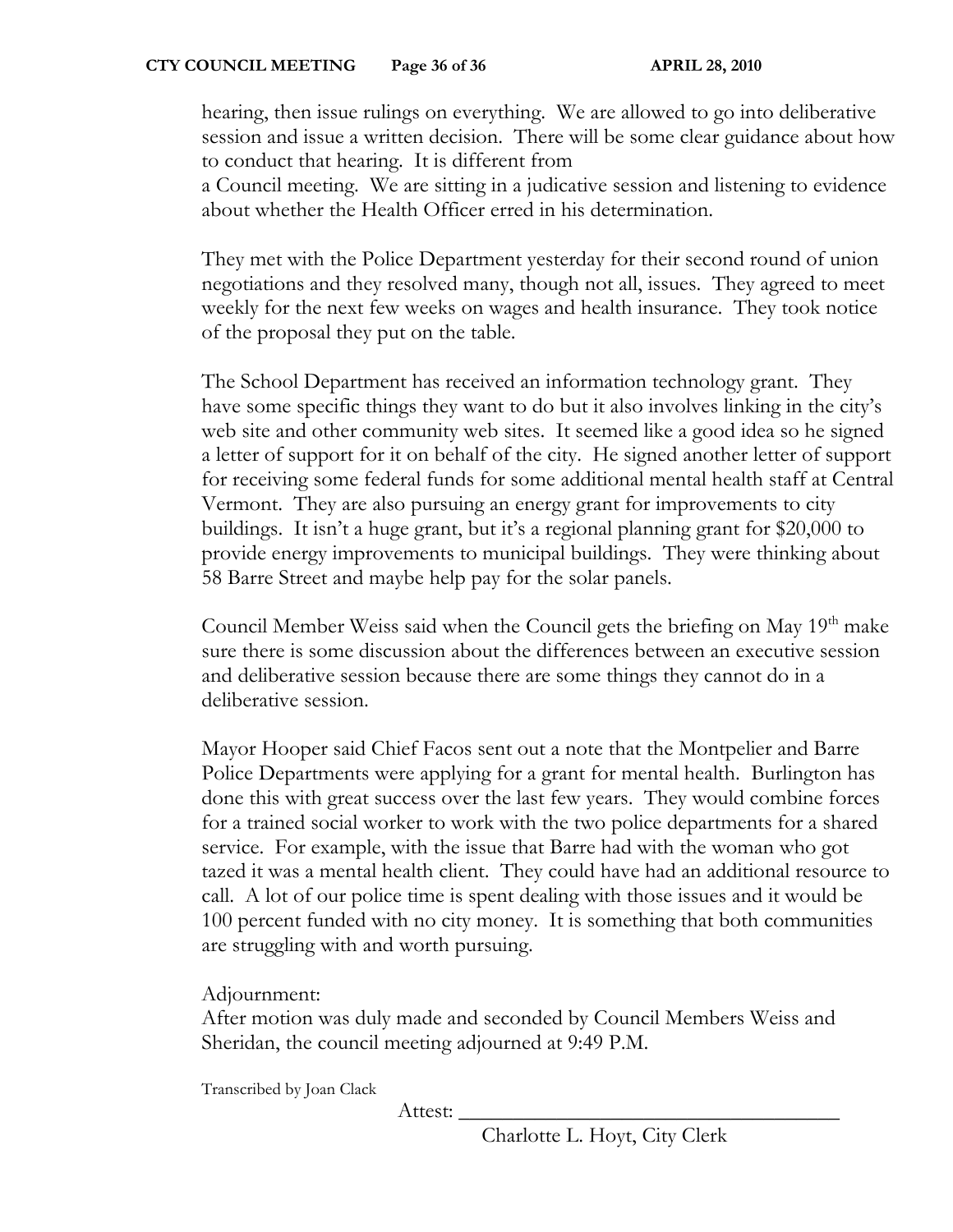hearing, then issue rulings on everything. We are allowed to go into deliberative session and issue a written decision. There will be some clear guidance about how to conduct that hearing. It is different from
a Council meeting. We are sitting in a judicative session and listening to evidence about whether the Health Officer erred in his determination.

They met with the Police Department yesterday for their second round of union negotiations and they resolved many, though not all, issues. They agreed to meet weekly for the next few weeks on wages and health insurance. They took notice of the proposal they put on the table.

The School Department has received an information technology grant. They have some specific things they want to do but it also involves linking in the city's web site and other community web sites. It seemed like a good idea so he signed a letter of support for it on behalf of the city. He signed another letter of support for receiving some federal funds for some additional mental health staff at Central Vermont. They are also pursuing an energy grant for improvements to city buildings. It isn't a huge grant, but it's a regional planning grant for $20,000 to provide energy improvements to municipal buildings. They were thinking about 58 Barre Street and maybe help pay for the solar panels.

Council Member Weiss said when the Council gets the briefing on May 19th make sure there is some discussion about the differences between an executive session and deliberative session because there are some things they cannot do in a deliberative session.

Mayor Hooper said Chief Facos sent out a note that the Montpelier and Barre Police Departments were applying for a grant for mental health. Burlington has done this with great success over the last few years. They would combine forces for a trained social worker to work with the two police departments for a shared service. For example, with the issue that Barre had with the woman who got tazed it was a mental health client. They could have had an additional resource to call. A lot of our police time is spent dealing with those issues and it would be 100 percent funded with no city money. It is something that both communities are struggling with and worth pursuing.

Adjournment:
After motion was duly made and seconded by Council Members Weiss and Sheridan, the council meeting adjourned at 9:49 P.M.

Transcribed by Joan Clack

Attest: ______________________________

Charlotte L. Hoyt, City Clerk